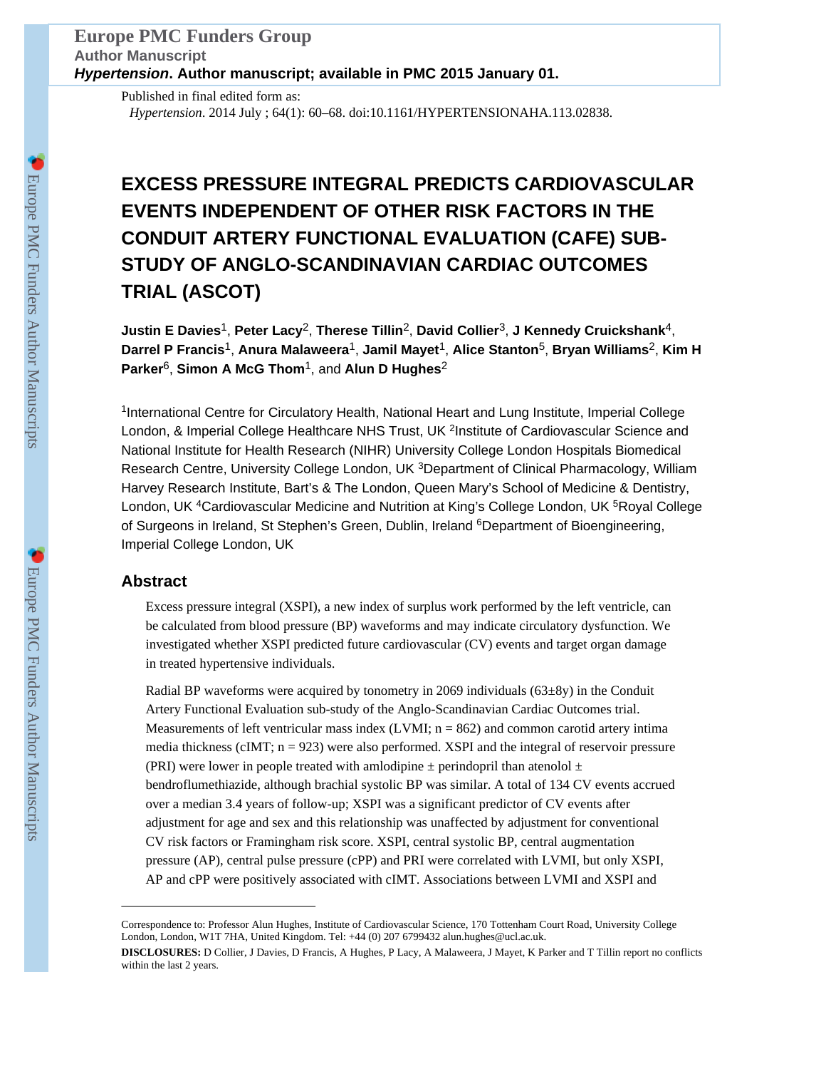Published in final edited form as:

*Hypertension*. 2014 July ; 64(1): 60–68. doi:10.1161/HYPERTENSIONAHA.113.02838.

# EXCESS PRESSURE INTEGRAL PREDICTS CARDIOVASCULAR EVENTS INDEPENDENT OF OTHER RISK FACTORS IN THE CONDUIT ARTERY FUNCTIONAL EVALUATION (CAFE) SUB-STUDY OF ANGLO-SCANDINAVIAN CARDIAC OUTCOMES TRIAL (ASCOT)

**Justin E Davies**[1], **Peter Lacy**[2], **Therese Tillin**[2], **David Collier**[3], **J Kennedy Cruickshank**[4], **Darrel P Francis**[1], **Anura Malaweera**[1], **Jamil Mayet**[1], **Alice Stanton**[5], **Bryan Williams**[2], **Kim H Parker**[6], **Simon A McG Thom**[1], and **Alun D Hughes**[2]

[1]International Centre for Circulatory Health, National Heart and Lung Institute, Imperial College London, & Imperial College Healthcare NHS Trust, UK [2]Institute of Cardiovascular Science and National Institute for Health Research (NIHR) University College London Hospitals Biomedical Research Centre, University College London, UK [3]Department of Clinical Pharmacology, William Harvey Research Institute, Bart's & The London, Queen Mary's School of Medicine & Dentistry, London, UK [4]Cardiovascular Medicine and Nutrition at King's College London, UK [5]Royal College of Surgeons in Ireland, St Stephen's Green, Dublin, Ireland [6]Department of Bioengineering, Imperial College London, UK

## Abstract

Excess pressure integral (XSPI), a new index of surplus work performed by the left ventricle, can be calculated from blood pressure (BP) waveforms and may indicate circulatory dysfunction. We investigated whether XSPI predicted future cardiovascular (CV) events and target organ damage in treated hypertensive individuals.

Radial BP waveforms were acquired by tonometry in 2069 individuals (63±8y) in the Conduit Artery Functional Evaluation sub-study of the Anglo-Scandinavian Cardiac Outcomes trial. Measurements of left ventricular mass index (LVMI; n = 862) and common carotid artery intima media thickness (cIMT; n = 923) were also performed. XSPI and the integral of reservoir pressure (PRI) were lower in people treated with amlodipine ± perindopril than atenolol ± bendroflumethiazide, although brachial systolic BP was similar. A total of 134 CV events accrued over a median 3.4 years of follow-up; XSPI was a significant predictor of CV events after adjustment for age and sex and this relationship was unaffected by adjustment for conventional CV risk factors or Framingham risk score. XSPI, central systolic BP, central augmentation pressure (AP), central pulse pressure (cPP) and PRI were correlated with LVMI, but only XSPI, AP and cPP were positively associated with cIMT. Associations between LVMI and XSPI and

---

Correspondence to: Professor Alun Hughes, Institute of Cardiovascular Science, 170 Tottenham Court Road, University College London, London, W1T 7HA, United Kingdom. Tel: +44 (0) 207 6799432 alun.hughes@ucl.ac.uk.

**DISCLOSURES:** D Collier, J Davies, D Francis, A Hughes, P Lacy, A Malaweera, J Mayet, K Parker and T Tillin report no conflicts within the last 2 years.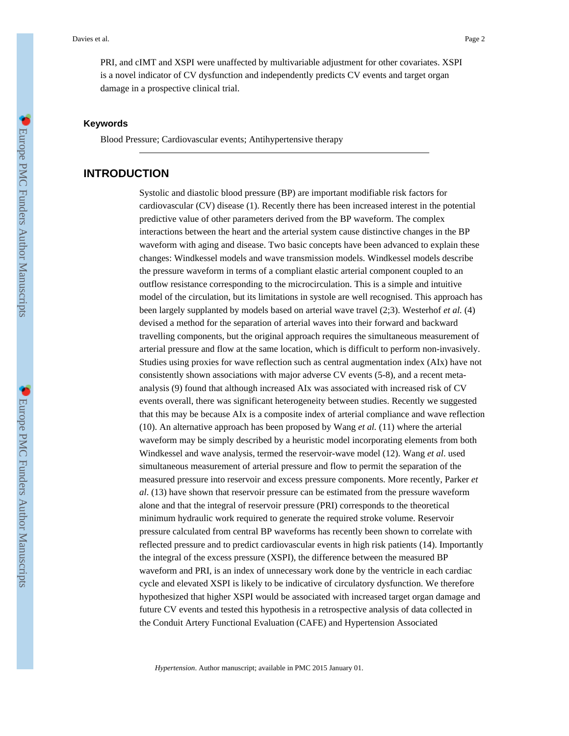PRI, and cIMT and XSPI were unaffected by multivariable adjustment for other covariates. XSPI is a novel indicator of CV dysfunction and independently predicts CV events and target organ damage in a prospective clinical trial.

### Keywords

Blood Pressure; Cardiovascular events; Antihypertensive therapy

## INTRODUCTION

Systolic and diastolic blood pressure (BP) are important modifiable risk factors for cardiovascular (CV) disease (1). Recently there has been increased interest in the potential predictive value of other parameters derived from the BP waveform. The complex interactions between the heart and the arterial system cause distinctive changes in the BP waveform with aging and disease. Two basic concepts have been advanced to explain these changes: Windkessel models and wave transmission models. Windkessel models describe the pressure waveform in terms of a compliant elastic arterial component coupled to an outflow resistance corresponding to the microcirculation. This is a simple and intuitive model of the circulation, but its limitations in systole are well recognised. This approach has been largely supplanted by models based on arterial wave travel (2;3). Westerhof *et al.* (4) devised a method for the separation of arterial waves into their forward and backward travelling components, but the original approach requires the simultaneous measurement of arterial pressure and flow at the same location, which is difficult to perform non-invasively. Studies using proxies for wave reflection such as central augmentation index (AIx) have not consistently shown associations with major adverse CV events (5-8), and a recent meta-analysis (9) found that although increased AIx was associated with increased risk of CV events overall, there was significant heterogeneity between studies. Recently we suggested that this may be because AIx is a composite index of arterial compliance and wave reflection (10). An alternative approach has been proposed by Wang *et al.* (11) where the arterial waveform may be simply described by a heuristic model incorporating elements from both Windkessel and wave analysis, termed the reservoir-wave model (12). Wang *et al*. used simultaneous measurement of arterial pressure and flow to permit the separation of the measured pressure into reservoir and excess pressure components. More recently, Parker *et al*. (13) have shown that reservoir pressure can be estimated from the pressure waveform alone and that the integral of reservoir pressure (PRI) corresponds to the theoretical minimum hydraulic work required to generate the required stroke volume. Reservoir pressure calculated from central BP waveforms has recently been shown to correlate with reflected pressure and to predict cardiovascular events in high risk patients (14). Importantly the integral of the excess pressure (XSPI), the difference between the measured BP waveform and PRI, is an index of unnecessary work done by the ventricle in each cardiac cycle and elevated XSPI is likely to be indicative of circulatory dysfunction. We therefore hypothesized that higher XSPI would be associated with increased target organ damage and future CV events and tested this hypothesis in a retrospective analysis of data collected in the Conduit Artery Functional Evaluation (CAFE) and Hypertension Associated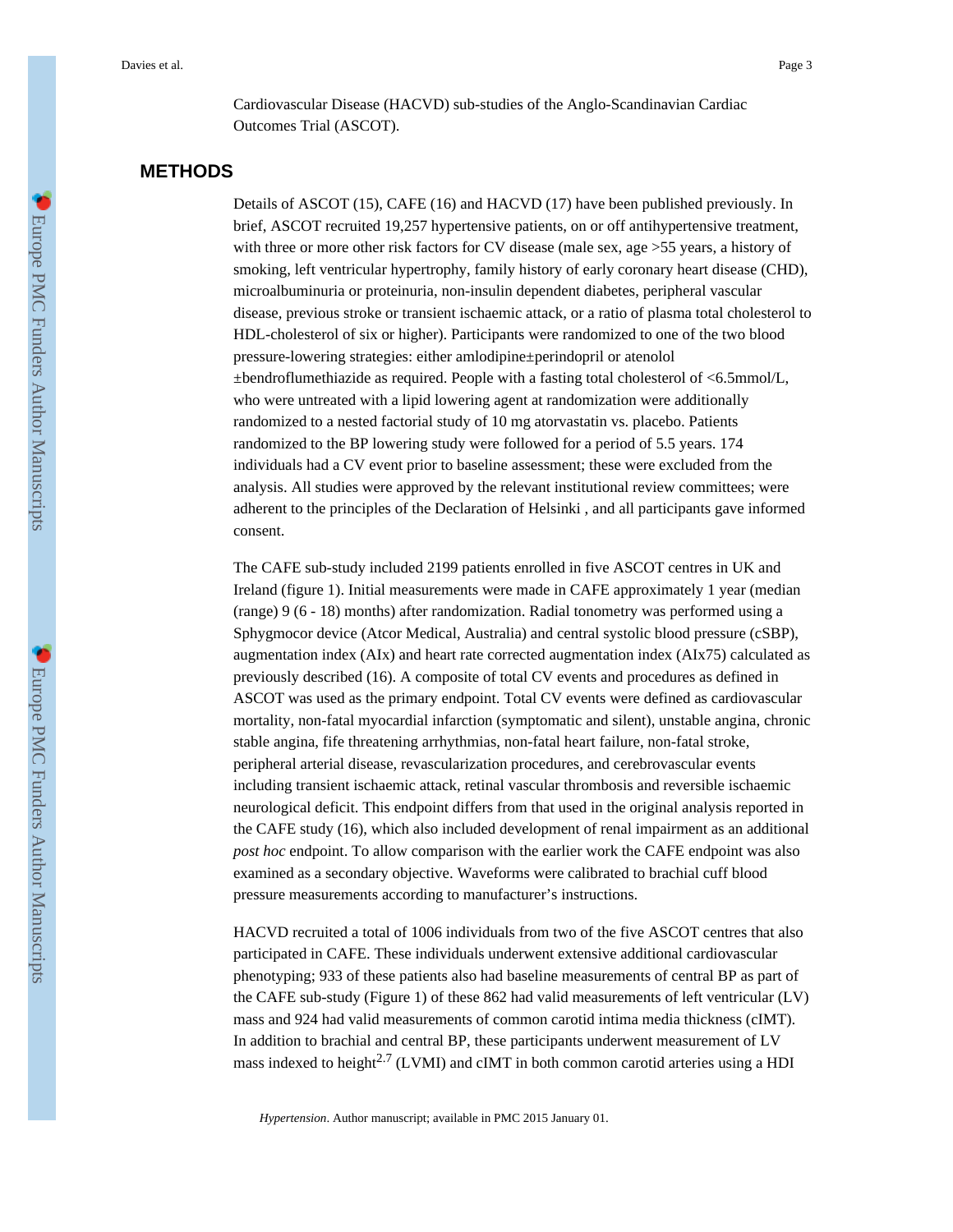Cardiovascular Disease (HACVD) sub-studies of the Anglo-Scandinavian Cardiac Outcomes Trial (ASCOT).

## METHODS

Details of ASCOT (15), CAFE (16) and HACVD (17) have been published previously. In brief, ASCOT recruited 19,257 hypertensive patients, on or off antihypertensive treatment, with three or more other risk factors for CV disease (male sex, age >55 years, a history of smoking, left ventricular hypertrophy, family history of early coronary heart disease (CHD), microalbuminuria or proteinuria, non-insulin dependent diabetes, peripheral vascular disease, previous stroke or transient ischaemic attack, or a ratio of plasma total cholesterol to HDL-cholesterol of six or higher). Participants were randomized to one of the two blood pressure-lowering strategies: either amlodipine±perindopril or atenolol ±bendroflumethiazide as required. People with a fasting total cholesterol of <6.5mmol/L, who were untreated with a lipid lowering agent at randomization were additionally randomized to a nested factorial study of 10 mg atorvastatin vs. placebo. Patients randomized to the BP lowering study were followed for a period of 5.5 years. 174 individuals had a CV event prior to baseline assessment; these were excluded from the analysis. All studies were approved by the relevant institutional review committees; were adherent to the principles of the Declaration of Helsinki , and all participants gave informed consent.

The CAFE sub-study included 2199 patients enrolled in five ASCOT centres in UK and Ireland (figure 1). Initial measurements were made in CAFE approximately 1 year (median (range) 9 (6 - 18) months) after randomization. Radial tonometry was performed using a Sphygmocor device (Atcor Medical, Australia) and central systolic blood pressure (cSBP), augmentation index (AIx) and heart rate corrected augmentation index (AIx75) calculated as previously described (16). A composite of total CV events and procedures as defined in ASCOT was used as the primary endpoint. Total CV events were defined as cardiovascular mortality, non-fatal myocardial infarction (symptomatic and silent), unstable angina, chronic stable angina, fife threatening arrhythmias, non-fatal heart failure, non-fatal stroke, peripheral arterial disease, revascularization procedures, and cerebrovascular events including transient ischaemic attack, retinal vascular thrombosis and reversible ischaemic neurological deficit. This endpoint differs from that used in the original analysis reported in the CAFE study (16), which also included development of renal impairment as an additional *post hoc* endpoint. To allow comparison with the earlier work the CAFE endpoint was also examined as a secondary objective. Waveforms were calibrated to brachial cuff blood pressure measurements according to manufacturer's instructions.

HACVD recruited a total of 1006 individuals from two of the five ASCOT centres that also participated in CAFE. These individuals underwent extensive additional cardiovascular phenotyping; 933 of these patients also had baseline measurements of central BP as part of the CAFE sub-study (Figure 1) of these 862 had valid measurements of left ventricular (LV) mass and 924 had valid measurements of common carotid intima media thickness (cIMT). In addition to brachial and central BP, these participants underwent measurement of LV mass indexed to height$^{2.7}$ (LVMI) and cIMT in both common carotid arteries using a HDI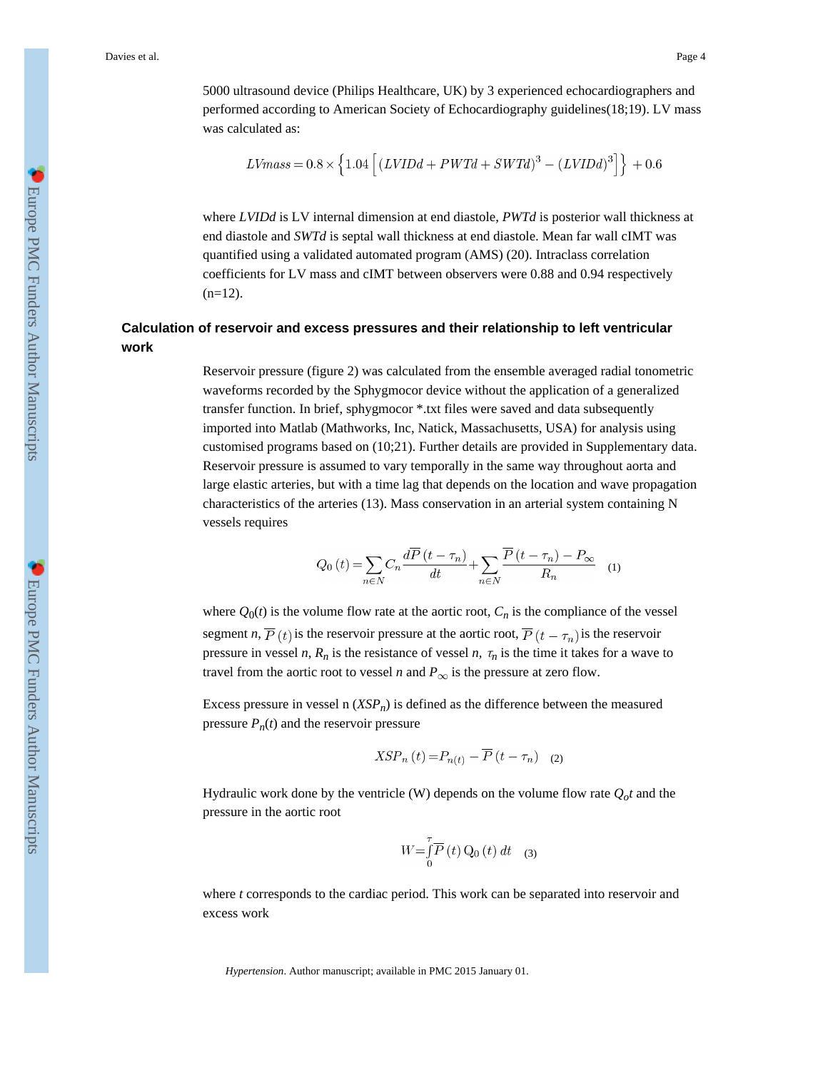5000 ultrasound device (Philips Healthcare, UK) by 3 experienced echocardiographers and performed according to American Society of Echocardiography guidelines(18;19). LV mass was calculated as:

$$LVmass = 0.8 \times \left\{ 1.04 \left[ (LVIDd + PWTd + SWTd)^3 - (LVIDd)^3 \right] \right\} + 0.6$$

where *LVIDd* is LV internal dimension at end diastole, *PWTd* is posterior wall thickness at end diastole and *SWTd* is septal wall thickness at end diastole. Mean far wall cIMT was quantified using a validated automated program (AMS) (20). Intraclass correlation coefficients for LV mass and cIMT between observers were 0.88 and 0.94 respectively (n=12).

## Calculation of reservoir and excess pressures and their relationship to left ventricular work

Reservoir pressure (figure 2) was calculated from the ensemble averaged radial tonometric waveforms recorded by the Sphygmocor device without the application of a generalized transfer function. In brief, sphygmocor *.txt files were saved and data subsequently imported into Matlab (Mathworks, Inc, Natick, Massachusetts, USA) for analysis using customised programs based on (10;21). Further details are provided in Supplementary data. Reservoir pressure is assumed to vary temporally in the same way throughout aorta and large elastic arteries, but with a time lag that depends on the location and wave propagation characteristics of the arteries (13). Mass conservation in an arterial system containing N vessels requires

$$Q_0(t) = \sum_{n \in N} C_n \frac{d\overline{P}(t - \tau_n)}{dt} + \sum_{n \in N} \frac{\overline{P}(t - \tau_n) - P_\infty}{R_n} \quad (1)$$

where $Q_0(t)$ is the volume flow rate at the aortic root, $C_n$ is the compliance of the vessel segment $n$, $\overline{P}(t)$ is the reservoir pressure at the aortic root, $\overline{P}(t - \tau_n)$ is the reservoir pressure in vessel $n$, $R_n$ is the resistance of vessel $n$, $\tau_n$ is the time it takes for a wave to travel from the aortic root to vessel $n$ and $P_\infty$ is the pressure at zero flow.

Excess pressure in vessel n ($XSP_n$) is defined as the difference between the measured pressure $P_n(t)$ and the reservoir pressure

$$XSP_n(t) = P_{n(t)} - \overline{P}(t - \tau_n) \quad (2)$$

Hydraulic work done by the ventricle (W) depends on the volume flow rate $Q_o t$ and the pressure in the aortic root

$$W = \int_0^{\tau} \overline{P}(t)\, Q_0(t)\, dt \quad (3)$$

where *t* corresponds to the cardiac period. This work can be separated into reservoir and excess work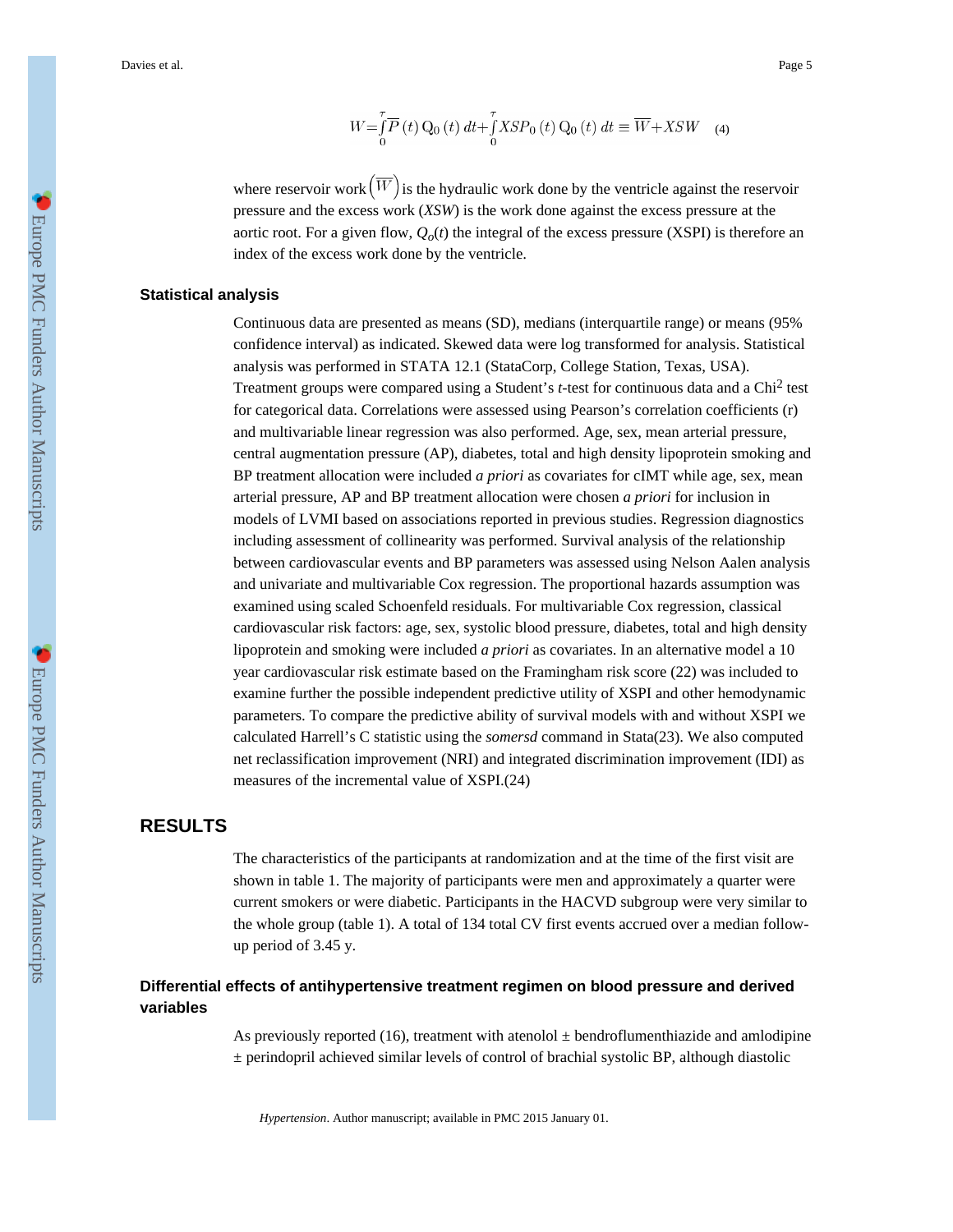$$W = \int_0^{\tau} \overline{P}(t)\, Q_0(t)\, dt + \int_0^{\tau} XSP_0(t)\, Q_0(t)\, dt \equiv \overline{W} + XSW \quad (4)$$

where reservoir work $\left(\overline{W}\right)$ is the hydraulic work done by the ventricle against the reservoir pressure and the excess work (*XSW*) is the work done against the excess pressure at the aortic root. For a given flow, $Q_o(t)$ the integral of the excess pressure (XSPI) is therefore an index of the excess work done by the ventricle.

### Statistical analysis

Continuous data are presented as means (SD), medians (interquartile range) or means (95% confidence interval) as indicated. Skewed data were log transformed for analysis. Statistical analysis was performed in STATA 12.1 (StataCorp, College Station, Texas, USA). Treatment groups were compared using a Student's *t*-test for continuous data and a $Chi^2$ test for categorical data. Correlations were assessed using Pearson's correlation coefficients (r) and multivariable linear regression was also performed. Age, sex, mean arterial pressure, central augmentation pressure (AP), diabetes, total and high density lipoprotein smoking and BP treatment allocation were included *a priori* as covariates for cIMT while age, sex, mean arterial pressure, AP and BP treatment allocation were chosen *a priori* for inclusion in models of LVMI based on associations reported in previous studies. Regression diagnostics including assessment of collinearity was performed. Survival analysis of the relationship between cardiovascular events and BP parameters was assessed using Nelson Aalen analysis and univariate and multivariable Cox regression. The proportional hazards assumption was examined using scaled Schoenfeld residuals. For multivariable Cox regression, classical cardiovascular risk factors: age, sex, systolic blood pressure, diabetes, total and high density lipoprotein and smoking were included *a priori* as covariates. In an alternative model a 10 year cardiovascular risk estimate based on the Framingham risk score (22) was included to examine further the possible independent predictive utility of XSPI and other hemodynamic parameters. To compare the predictive ability of survival models with and without XSPI we calculated Harrell's C statistic using the *somersd* command in Stata(23). We also computed net reclassification improvement (NRI) and integrated discrimination improvement (IDI) as measures of the incremental value of XSPI.(24)

## RESULTS

The characteristics of the participants at randomization and at the time of the first visit are shown in table 1. The majority of participants were men and approximately a quarter were current smokers or were diabetic. Participants in the HACVD subgroup were very similar to the whole group (table 1). A total of 134 total CV first events accrued over a median follow-up period of 3.45 y.

### Differential effects of antihypertensive treatment regimen on blood pressure and derived variables

As previously reported (16), treatment with atenolol ± bendroflumenthiazide and amlodipine ± perindopril achieved similar levels of control of brachial systolic BP, although diastolic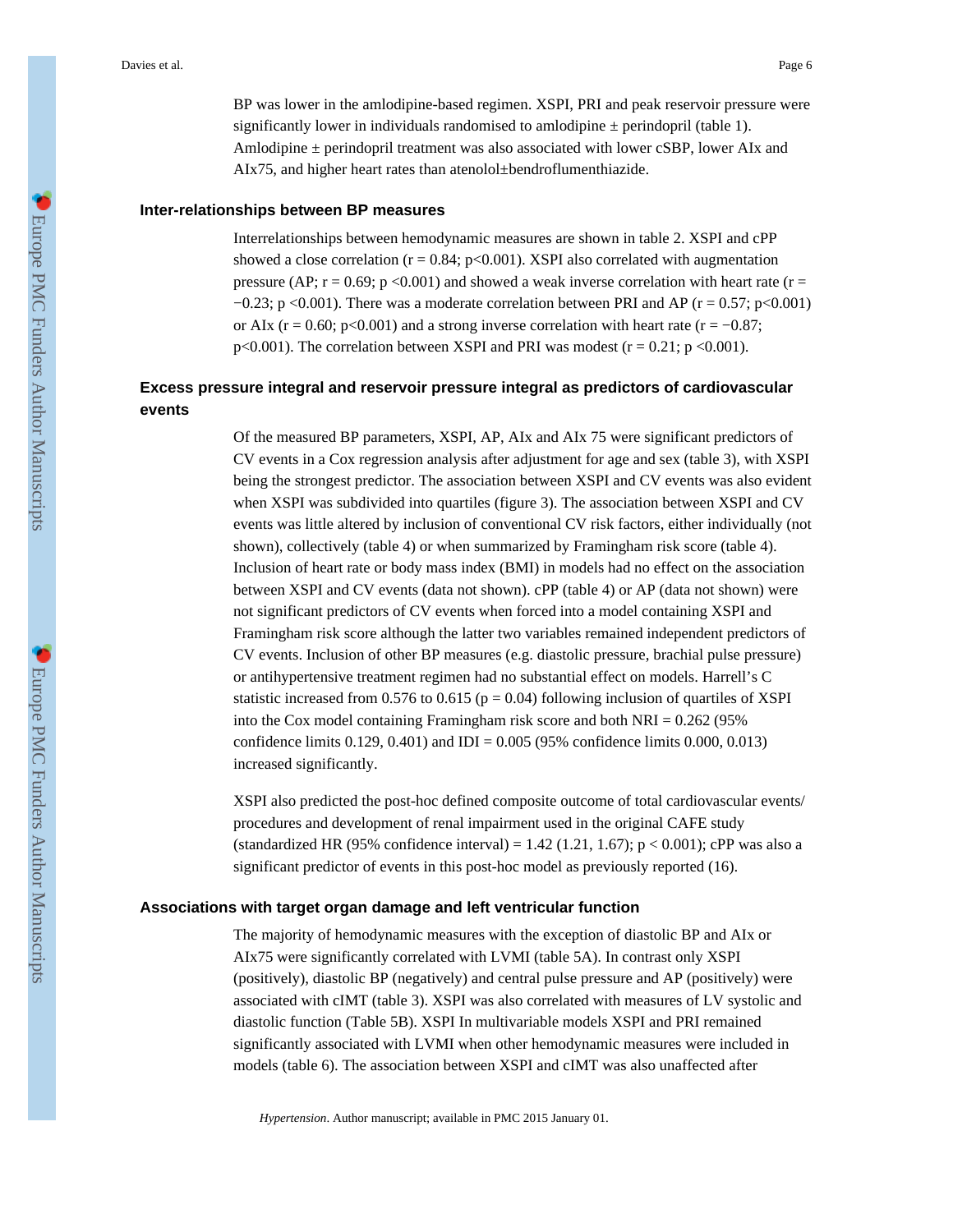BP was lower in the amlodipine-based regimen. XSPI, PRI and peak reservoir pressure were significantly lower in individuals randomised to amlodipine ± perindopril (table 1). Amlodipine ± perindopril treatment was also associated with lower cSBP, lower AIx and AIx75, and higher heart rates than atenolol±bendroflumenthiazide.

### Inter-relationships between BP measures

Interrelationships between hemodynamic measures are shown in table 2. XSPI and cPP showed a close correlation ($r = 0.84$; $p<0.001$). XSPI also correlated with augmentation pressure (AP; $r = 0.69$; $p <0.001$) and showed a weak inverse correlation with heart rate ($r = -0.23$; $p <0.001$). There was a moderate correlation between PRI and AP ($r = 0.57$; $p<0.001$) or AIx ($r = 0.60$; $p<0.001$) and a strong inverse correlation with heart rate ($r = -0.87$; $p<0.001$). The correlation between XSPI and PRI was modest ($r = 0.21$; $p <0.001$).

### Excess pressure integral and reservoir pressure integral as predictors of cardiovascular events

Of the measured BP parameters, XSPI, AP, AIx and AIx 75 were significant predictors of CV events in a Cox regression analysis after adjustment for age and sex (table 3), with XSPI being the strongest predictor. The association between XSPI and CV events was also evident when XSPI was subdivided into quartiles (figure 3). The association between XSPI and CV events was little altered by inclusion of conventional CV risk factors, either individually (not shown), collectively (table 4) or when summarized by Framingham risk score (table 4). Inclusion of heart rate or body mass index (BMI) in models had no effect on the association between XSPI and CV events (data not shown). cPP (table 4) or AP (data not shown) were not significant predictors of CV events when forced into a model containing XSPI and Framingham risk score although the latter two variables remained independent predictors of CV events. Inclusion of other BP measures (e.g. diastolic pressure, brachial pulse pressure) or antihypertensive treatment regimen had no substantial effect on models. Harrell's C statistic increased from 0.576 to 0.615 ($p = 0.04$) following inclusion of quartiles of XSPI into the Cox model containing Framingham risk score and both NRI = 0.262 (95% confidence limits 0.129, 0.401) and IDI = 0.005 (95% confidence limits 0.000, 0.013) increased significantly.

XSPI also predicted the post-hoc defined composite outcome of total cardiovascular events/ procedures and development of renal impairment used in the original CAFE study (standardized HR (95% confidence interval) = 1.42 (1.21, 1.67); $p < 0.001$); cPP was also a significant predictor of events in this post-hoc model as previously reported (16).

### Associations with target organ damage and left ventricular function

The majority of hemodynamic measures with the exception of diastolic BP and AIx or AIx75 were significantly correlated with LVMI (table 5A). In contrast only XSPI (positively), diastolic BP (negatively) and central pulse pressure and AP (positively) were associated with cIMT (table 3). XSPI was also correlated with measures of LV systolic and diastolic function (Table 5B). XSPI In multivariable models XSPI and PRI remained significantly associated with LVMI when other hemodynamic measures were included in models (table 6). The association between XSPI and cIMT was also unaffected after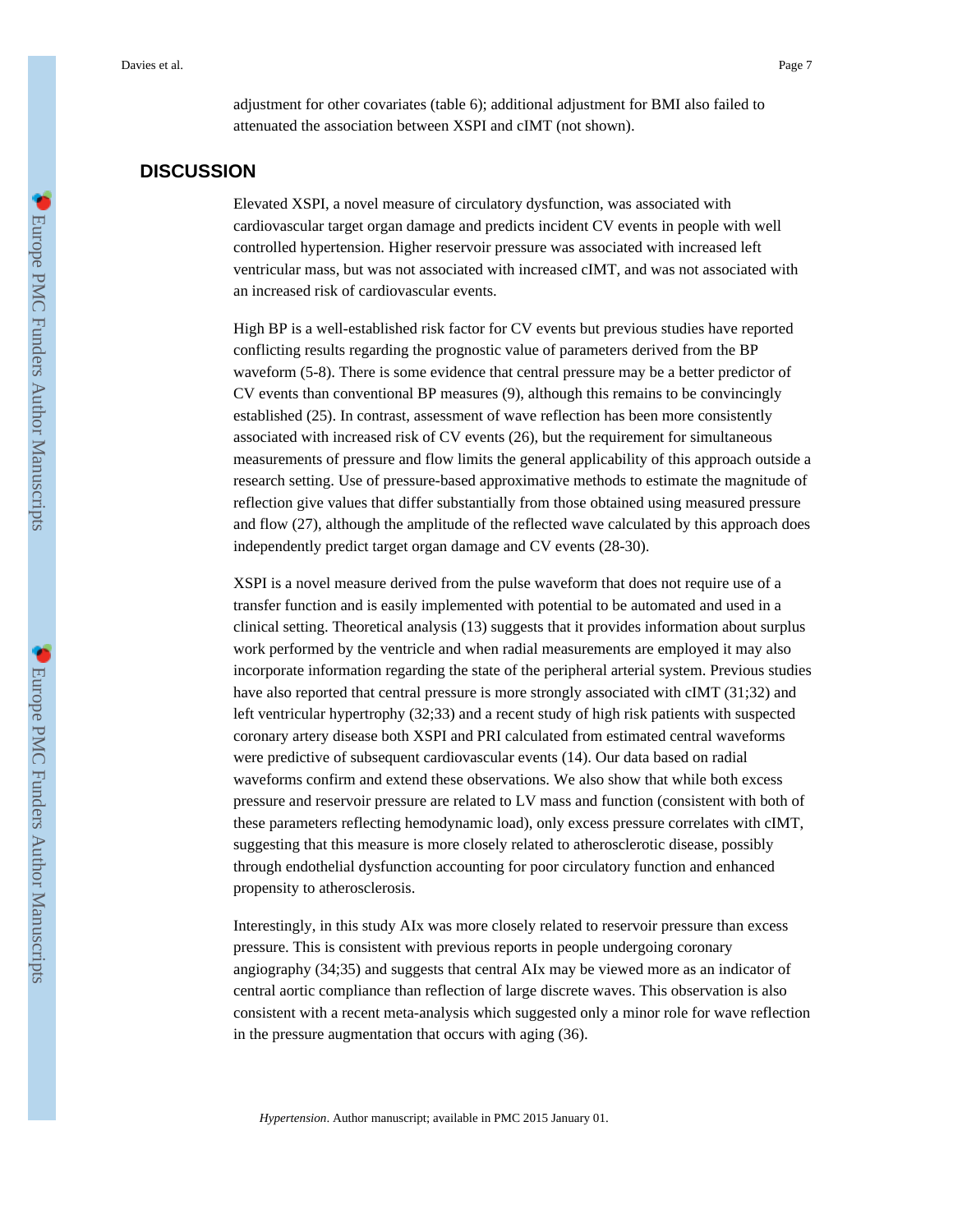adjustment for other covariates (table 6); additional adjustment for BMI also failed to attenuated the association between XSPI and cIMT (not shown).

## DISCUSSION

Elevated XSPI, a novel measure of circulatory dysfunction, was associated with cardiovascular target organ damage and predicts incident CV events in people with well controlled hypertension. Higher reservoir pressure was associated with increased left ventricular mass, but was not associated with increased cIMT, and was not associated with an increased risk of cardiovascular events.

High BP is a well-established risk factor for CV events but previous studies have reported conflicting results regarding the prognostic value of parameters derived from the BP waveform (5-8). There is some evidence that central pressure may be a better predictor of CV events than conventional BP measures (9), although this remains to be convincingly established (25). In contrast, assessment of wave reflection has been more consistently associated with increased risk of CV events (26), but the requirement for simultaneous measurements of pressure and flow limits the general applicability of this approach outside a research setting. Use of pressure-based approximative methods to estimate the magnitude of reflection give values that differ substantially from those obtained using measured pressure and flow (27), although the amplitude of the reflected wave calculated by this approach does independently predict target organ damage and CV events (28-30).

XSPI is a novel measure derived from the pulse waveform that does not require use of a transfer function and is easily implemented with potential to be automated and used in a clinical setting. Theoretical analysis (13) suggests that it provides information about surplus work performed by the ventricle and when radial measurements are employed it may also incorporate information regarding the state of the peripheral arterial system. Previous studies have also reported that central pressure is more strongly associated with cIMT (31;32) and left ventricular hypertrophy (32;33) and a recent study of high risk patients with suspected coronary artery disease both XSPI and PRI calculated from estimated central waveforms were predictive of subsequent cardiovascular events (14). Our data based on radial waveforms confirm and extend these observations. We also show that while both excess pressure and reservoir pressure are related to LV mass and function (consistent with both of these parameters reflecting hemodynamic load), only excess pressure correlates with cIMT, suggesting that this measure is more closely related to atherosclerotic disease, possibly through endothelial dysfunction accounting for poor circulatory function and enhanced propensity to atherosclerosis.

Interestingly, in this study AIx was more closely related to reservoir pressure than excess pressure. This is consistent with previous reports in people undergoing coronary angiography (34;35) and suggests that central AIx may be viewed more as an indicator of central aortic compliance than reflection of large discrete waves. This observation is also consistent with a recent meta-analysis which suggested only a minor role for wave reflection in the pressure augmentation that occurs with aging (36).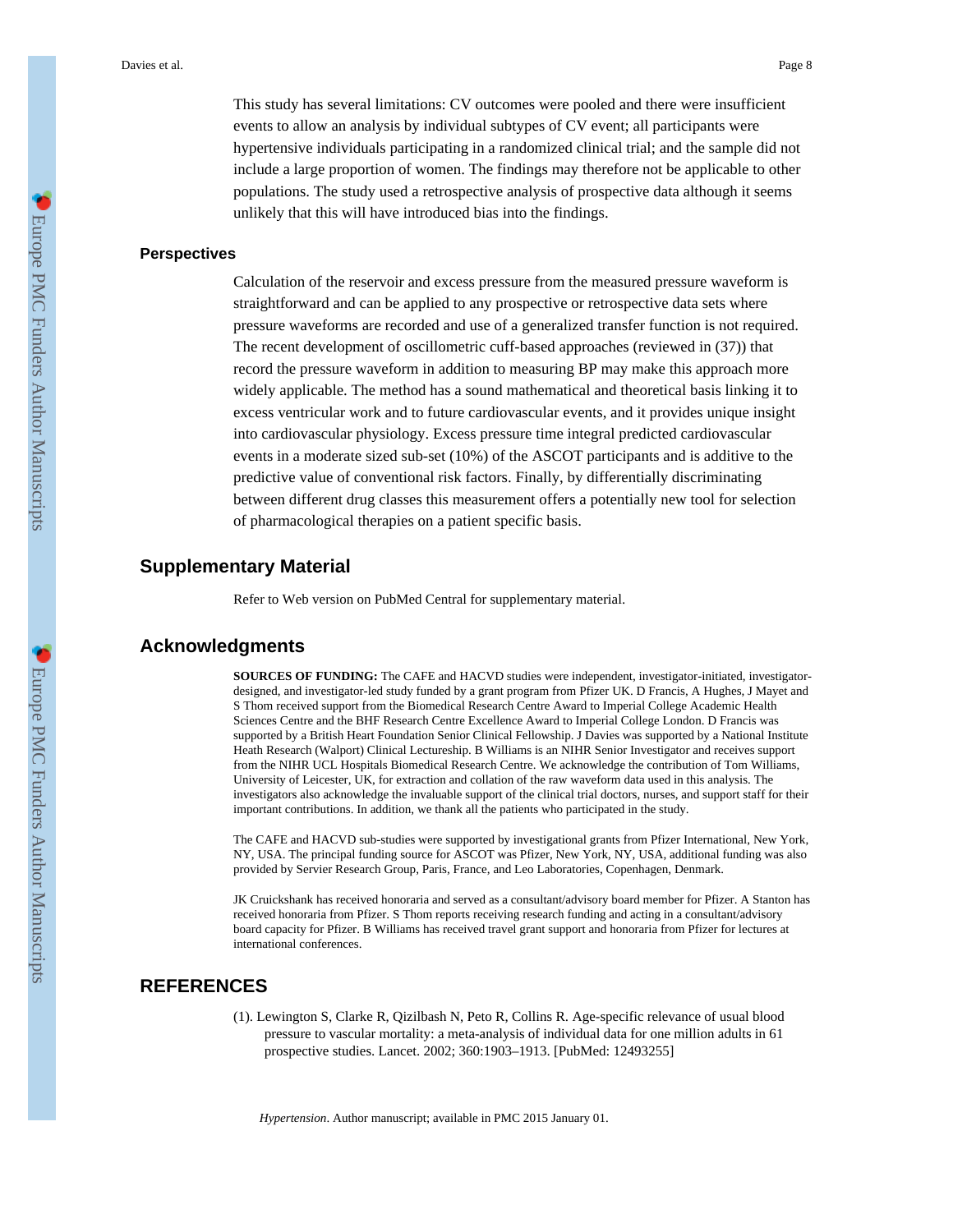This study has several limitations: CV outcomes were pooled and there were insufficient events to allow an analysis by individual subtypes of CV event; all participants were hypertensive individuals participating in a randomized clinical trial; and the sample did not include a large proportion of women. The findings may therefore not be applicable to other populations. The study used a retrospective analysis of prospective data although it seems unlikely that this will have introduced bias into the findings.

### Perspectives

Calculation of the reservoir and excess pressure from the measured pressure waveform is straightforward and can be applied to any prospective or retrospective data sets where pressure waveforms are recorded and use of a generalized transfer function is not required. The recent development of oscillometric cuff-based approaches (reviewed in (37)) that record the pressure waveform in addition to measuring BP may make this approach more widely applicable. The method has a sound mathematical and theoretical basis linking it to excess ventricular work and to future cardiovascular events, and it provides unique insight into cardiovascular physiology. Excess pressure time integral predicted cardiovascular events in a moderate sized sub-set (10%) of the ASCOT participants and is additive to the predictive value of conventional risk factors. Finally, by differentially discriminating between different drug classes this measurement offers a potentially new tool for selection of pharmacological therapies on a patient specific basis.

## Supplementary Material

Refer to Web version on PubMed Central for supplementary material.

## Acknowledgments

**SOURCES OF FUNDING:** The CAFE and HACVD studies were independent, investigator-initiated, investigator-designed, and investigator-led study funded by a grant program from Pfizer UK. D Francis, A Hughes, J Mayet and S Thom received support from the Biomedical Research Centre Award to Imperial College Academic Health Sciences Centre and the BHF Research Centre Excellence Award to Imperial College London. D Francis was supported by a British Heart Foundation Senior Clinical Fellowship. J Davies was supported by a National Institute Heath Research (Walport) Clinical Lectureship. B Williams is an NIHR Senior Investigator and receives support from the NIHR UCL Hospitals Biomedical Research Centre. We acknowledge the contribution of Tom Williams, University of Leicester, UK, for extraction and collation of the raw waveform data used in this analysis. The investigators also acknowledge the invaluable support of the clinical trial doctors, nurses, and support staff for their important contributions. In addition, we thank all the patients who participated in the study.

The CAFE and HACVD sub-studies were supported by investigational grants from Pfizer International, New York, NY, USA. The principal funding source for ASCOT was Pfizer, New York, NY, USA, additional funding was also provided by Servier Research Group, Paris, France, and Leo Laboratories, Copenhagen, Denmark.

JK Cruickshank has received honoraria and served as a consultant/advisory board member for Pfizer. A Stanton has received honoraria from Pfizer. S Thom reports receiving research funding and acting in a consultant/advisory board capacity for Pfizer. B Williams has received travel grant support and honoraria from Pfizer for lectures at international conferences.

## REFERENCES

(1). Lewington S, Clarke R, Qizilbash N, Peto R, Collins R. Age-specific relevance of usual blood pressure to vascular mortality: a meta-analysis of individual data for one million adults in 61 prospective studies. Lancet. 2002; 360:1903–1913. [PubMed: 12493255]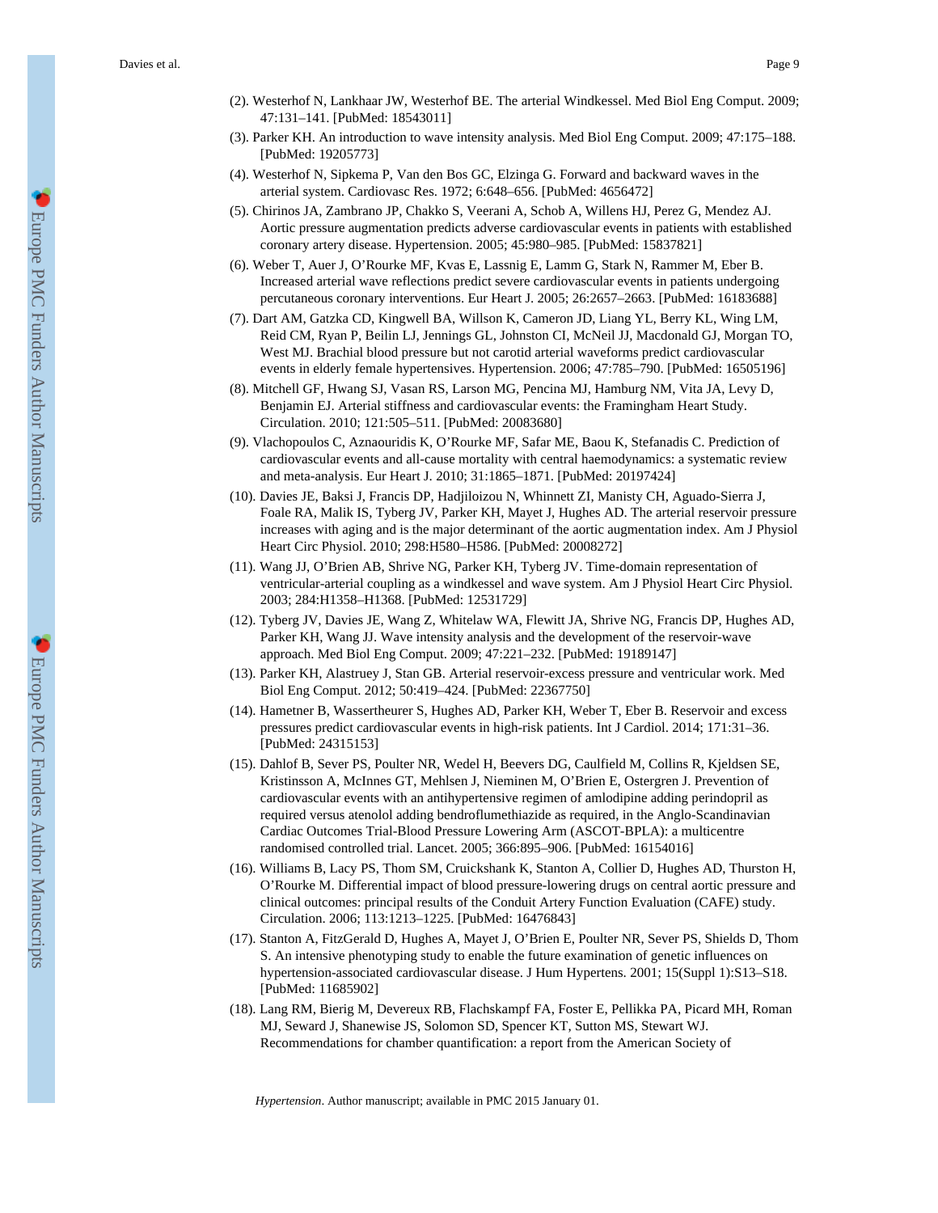(2). Westerhof N, Lankhaar JW, Westerhof BE. The arterial Windkessel. Med Biol Eng Comput. 2009; 47:131–141. [PubMed: 18543011]

(3). Parker KH. An introduction to wave intensity analysis. Med Biol Eng Comput. 2009; 47:175–188. [PubMed: 19205773]

(4). Westerhof N, Sipkema P, Van den Bos GC, Elzinga G. Forward and backward waves in the arterial system. Cardiovasc Res. 1972; 6:648–656. [PubMed: 4656472]

(5). Chirinos JA, Zambrano JP, Chakko S, Veerani A, Schob A, Willens HJ, Perez G, Mendez AJ. Aortic pressure augmentation predicts adverse cardiovascular events in patients with established coronary artery disease. Hypertension. 2005; 45:980–985. [PubMed: 15837821]

(6). Weber T, Auer J, O'Rourke MF, Kvas E, Lassnig E, Lamm G, Stark N, Rammer M, Eber B. Increased arterial wave reflections predict severe cardiovascular events in patients undergoing percutaneous coronary interventions. Eur Heart J. 2005; 26:2657–2663. [PubMed: 16183688]

(7). Dart AM, Gatzka CD, Kingwell BA, Willson K, Cameron JD, Liang YL, Berry KL, Wing LM, Reid CM, Ryan P, Beilin LJ, Jennings GL, Johnston CI, McNeil JJ, Macdonald GJ, Morgan TO, West MJ. Brachial blood pressure but not carotid arterial waveforms predict cardiovascular events in elderly female hypertensives. Hypertension. 2006; 47:785–790. [PubMed: 16505196]

(8). Mitchell GF, Hwang SJ, Vasan RS, Larson MG, Pencina MJ, Hamburg NM, Vita JA, Levy D, Benjamin EJ. Arterial stiffness and cardiovascular events: the Framingham Heart Study. Circulation. 2010; 121:505–511. [PubMed: 20083680]

(9). Vlachopoulos C, Aznaouridis K, O'Rourke MF, Safar ME, Baou K, Stefanadis C. Prediction of cardiovascular events and all-cause mortality with central haemodynamics: a systematic review and meta-analysis. Eur Heart J. 2010; 31:1865–1871. [PubMed: 20197424]

(10). Davies JE, Baksi J, Francis DP, Hadjiloizou N, Whinnett ZI, Manisty CH, Aguado-Sierra J, Foale RA, Malik IS, Tyberg JV, Parker KH, Mayet J, Hughes AD. The arterial reservoir pressure increases with aging and is the major determinant of the aortic augmentation index. Am J Physiol Heart Circ Physiol. 2010; 298:H580–H586. [PubMed: 20008272]

(11). Wang JJ, O'Brien AB, Shrive NG, Parker KH, Tyberg JV. Time-domain representation of ventricular-arterial coupling as a windkessel and wave system. Am J Physiol Heart Circ Physiol. 2003; 284:H1358–H1368. [PubMed: 12531729]

(12). Tyberg JV, Davies JE, Wang Z, Whitelaw WA, Flewitt JA, Shrive NG, Francis DP, Hughes AD, Parker KH, Wang JJ. Wave intensity analysis and the development of the reservoir-wave approach. Med Biol Eng Comput. 2009; 47:221–232. [PubMed: 19189147]

(13). Parker KH, Alastruey J, Stan GB. Arterial reservoir-excess pressure and ventricular work. Med Biol Eng Comput. 2012; 50:419–424. [PubMed: 22367750]

(14). Hametner B, Wassertheurer S, Hughes AD, Parker KH, Weber T, Eber B. Reservoir and excess pressures predict cardiovascular events in high-risk patients. Int J Cardiol. 2014; 171:31–36. [PubMed: 24315153]

(15). Dahlof B, Sever PS, Poulter NR, Wedel H, Beevers DG, Caulfield M, Collins R, Kjeldsen SE, Kristinsson A, McInnes GT, Mehlsen J, Nieminen M, O'Brien E, Ostergren J. Prevention of cardiovascular events with an antihypertensive regimen of amlodipine adding perindopril as required versus atenolol adding bendroflumethiazide as required, in the Anglo-Scandinavian Cardiac Outcomes Trial-Blood Pressure Lowering Arm (ASCOT-BPLA): a multicentre randomised controlled trial. Lancet. 2005; 366:895–906. [PubMed: 16154016]

(16). Williams B, Lacy PS, Thom SM, Cruickshank K, Stanton A, Collier D, Hughes AD, Thurston H, O'Rourke M. Differential impact of blood pressure-lowering drugs on central aortic pressure and clinical outcomes: principal results of the Conduit Artery Function Evaluation (CAFE) study. Circulation. 2006; 113:1213–1225. [PubMed: 16476843]

(17). Stanton A, FitzGerald D, Hughes A, Mayet J, O'Brien E, Poulter NR, Sever PS, Shields D, Thom S. An intensive phenotyping study to enable the future examination of genetic influences on hypertension-associated cardiovascular disease. J Hum Hypertens. 2001; 15(Suppl 1):S13–S18. [PubMed: 11685902]

(18). Lang RM, Bierig M, Devereux RB, Flachskampf FA, Foster E, Pellikka PA, Picard MH, Roman MJ, Seward J, Shanewise JS, Solomon SD, Spencer KT, Sutton MS, Stewart WJ. Recommendations for chamber quantification: a report from the American Society of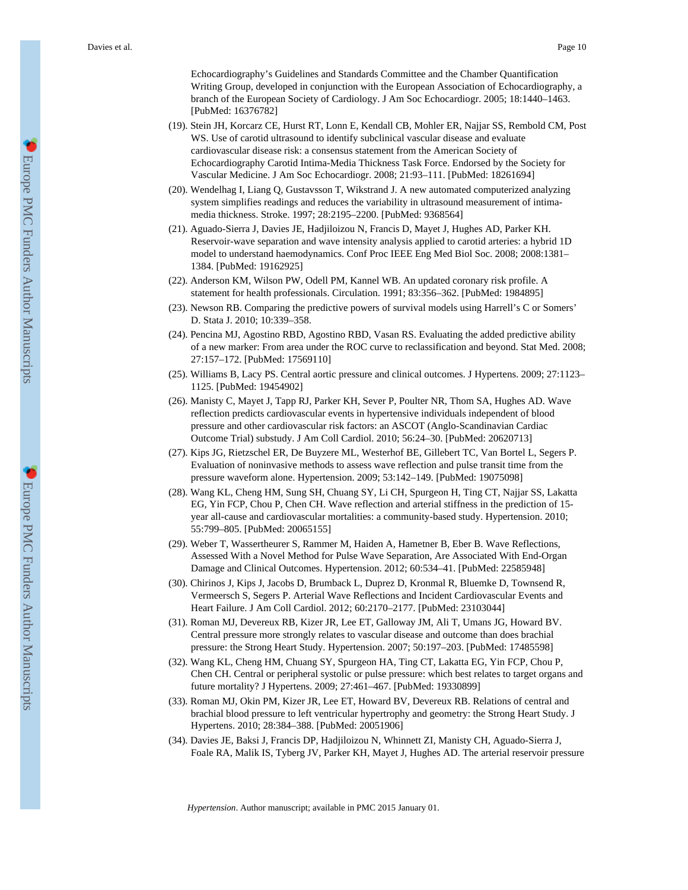Echocardiography's Guidelines and Standards Committee and the Chamber Quantification Writing Group, developed in conjunction with the European Association of Echocardiography, a branch of the European Society of Cardiology. J Am Soc Echocardiogr. 2005; 18:1440–1463. [PubMed: 16376782]

(19). Stein JH, Korcarz CE, Hurst RT, Lonn E, Kendall CB, Mohler ER, Najjar SS, Rembold CM, Post WS. Use of carotid ultrasound to identify subclinical vascular disease and evaluate cardiovascular disease risk: a consensus statement from the American Society of Echocardiography Carotid Intima-Media Thickness Task Force. Endorsed by the Society for Vascular Medicine. J Am Soc Echocardiogr. 2008; 21:93–111. [PubMed: 18261694]

(20). Wendelhag I, Liang Q, Gustavsson T, Wikstrand J. A new automated computerized analyzing system simplifies readings and reduces the variability in ultrasound measurement of intima-media thickness. Stroke. 1997; 28:2195–2200. [PubMed: 9368564]

(21). Aguado-Sierra J, Davies JE, Hadjiloizou N, Francis D, Mayet J, Hughes AD, Parker KH. Reservoir-wave separation and wave intensity analysis applied to carotid arteries: a hybrid 1D model to understand haemodynamics. Conf Proc IEEE Eng Med Biol Soc. 2008; 2008:1381–1384. [PubMed: 19162925]

(22). Anderson KM, Wilson PW, Odell PM, Kannel WB. An updated coronary risk profile. A statement for health professionals. Circulation. 1991; 83:356–362. [PubMed: 1984895]

(23). Newson RB. Comparing the predictive powers of survival models using Harrell's C or Somers' D. Stata J. 2010; 10:339–358.

(24). Pencina MJ, Agostino RBD, Agostino RBD, Vasan RS. Evaluating the added predictive ability of a new marker: From area under the ROC curve to reclassification and beyond. Stat Med. 2008; 27:157–172. [PubMed: 17569110]

(25). Williams B, Lacy PS. Central aortic pressure and clinical outcomes. J Hypertens. 2009; 27:1123–1125. [PubMed: 19454902]

(26). Manisty C, Mayet J, Tapp RJ, Parker KH, Sever P, Poulter NR, Thom SA, Hughes AD. Wave reflection predicts cardiovascular events in hypertensive individuals independent of blood pressure and other cardiovascular risk factors: an ASCOT (Anglo-Scandinavian Cardiac Outcome Trial) substudy. J Am Coll Cardiol. 2010; 56:24–30. [PubMed: 20620713]

(27). Kips JG, Rietzschel ER, De Buyzere ML, Westerhof BE, Gillebert TC, Van Bortel L, Segers P. Evaluation of noninvasive methods to assess wave reflection and pulse transit time from the pressure waveform alone. Hypertension. 2009; 53:142–149. [PubMed: 19075098]

(28). Wang KL, Cheng HM, Sung SH, Chuang SY, Li CH, Spurgeon H, Ting CT, Najjar SS, Lakatta EG, Yin FCP, Chou P, Chen CH. Wave reflection and arterial stiffness in the prediction of 15-year all-cause and cardiovascular mortalities: a community-based study. Hypertension. 2010; 55:799–805. [PubMed: 20065155]

(29). Weber T, Wassertheurer S, Rammer M, Haiden A, Hametner B, Eber B. Wave Reflections, Assessed With a Novel Method for Pulse Wave Separation, Are Associated With End-Organ Damage and Clinical Outcomes. Hypertension. 2012; 60:534–41. [PubMed: 22585948]

(30). Chirinos J, Kips J, Jacobs D, Brumback L, Duprez D, Kronmal R, Bluemke D, Townsend R, Vermeersch S, Segers P. Arterial Wave Reflections and Incident Cardiovascular Events and Heart Failure. J Am Coll Cardiol. 2012; 60:2170–2177. [PubMed: 23103044]

(31). Roman MJ, Devereux RB, Kizer JR, Lee ET, Galloway JM, Ali T, Umans JG, Howard BV. Central pressure more strongly relates to vascular disease and outcome than does brachial pressure: the Strong Heart Study. Hypertension. 2007; 50:197–203. [PubMed: 17485598]

(32). Wang KL, Cheng HM, Chuang SY, Spurgeon HA, Ting CT, Lakatta EG, Yin FCP, Chou P, Chen CH. Central or peripheral systolic or pulse pressure: which best relates to target organs and future mortality? J Hypertens. 2009; 27:461–467. [PubMed: 19330899]

(33). Roman MJ, Okin PM, Kizer JR, Lee ET, Howard BV, Devereux RB. Relations of central and brachial blood pressure to left ventricular hypertrophy and geometry: the Strong Heart Study. J Hypertens. 2010; 28:384–388. [PubMed: 20051906]

(34). Davies JE, Baksi J, Francis DP, Hadjiloizou N, Whinnett ZI, Manisty CH, Aguado-Sierra J, Foale RA, Malik IS, Tyberg JV, Parker KH, Mayet J, Hughes AD. The arterial reservoir pressure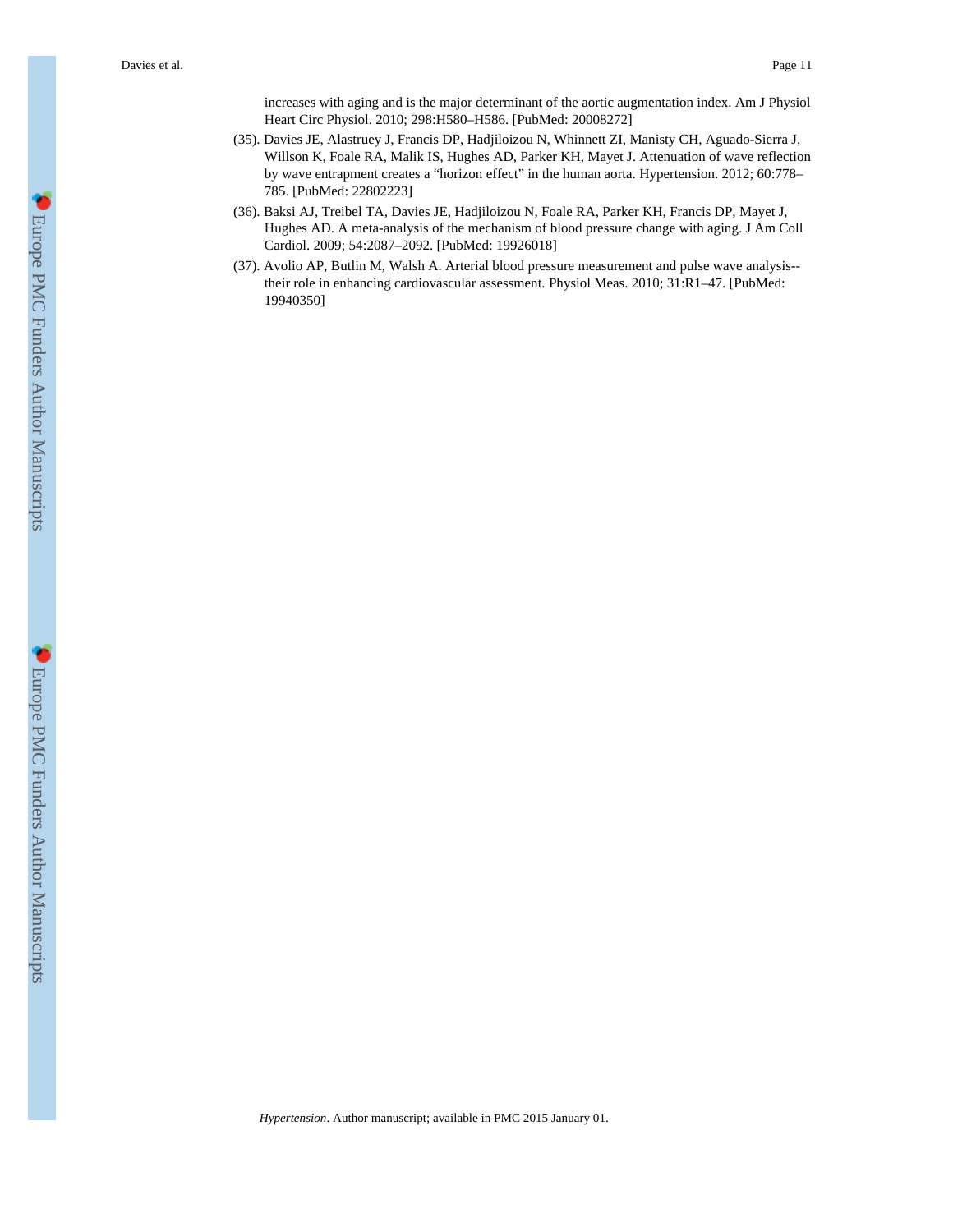increases with aging and is the major determinant of the aortic augmentation index. Am J Physiol Heart Circ Physiol. 2010; 298:H580–H586. [PubMed: 20008272]

(35). Davies JE, Alastruey J, Francis DP, Hadjiloizou N, Whinnett ZI, Manisty CH, Aguado-Sierra J, Willson K, Foale RA, Malik IS, Hughes AD, Parker KH, Mayet J. Attenuation of wave reflection by wave entrapment creates a "horizon effect" in the human aorta. Hypertension. 2012; 60:778–785. [PubMed: 22802223]

(36). Baksi AJ, Treibel TA, Davies JE, Hadjiloizou N, Foale RA, Parker KH, Francis DP, Mayet J, Hughes AD. A meta-analysis of the mechanism of blood pressure change with aging. J Am Coll Cardiol. 2009; 54:2087–2092. [PubMed: 19926018]

(37). Avolio AP, Butlin M, Walsh A. Arterial blood pressure measurement and pulse wave analysis--their role in enhancing cardiovascular assessment. Physiol Meas. 2010; 31:R1–47. [PubMed: 19940350]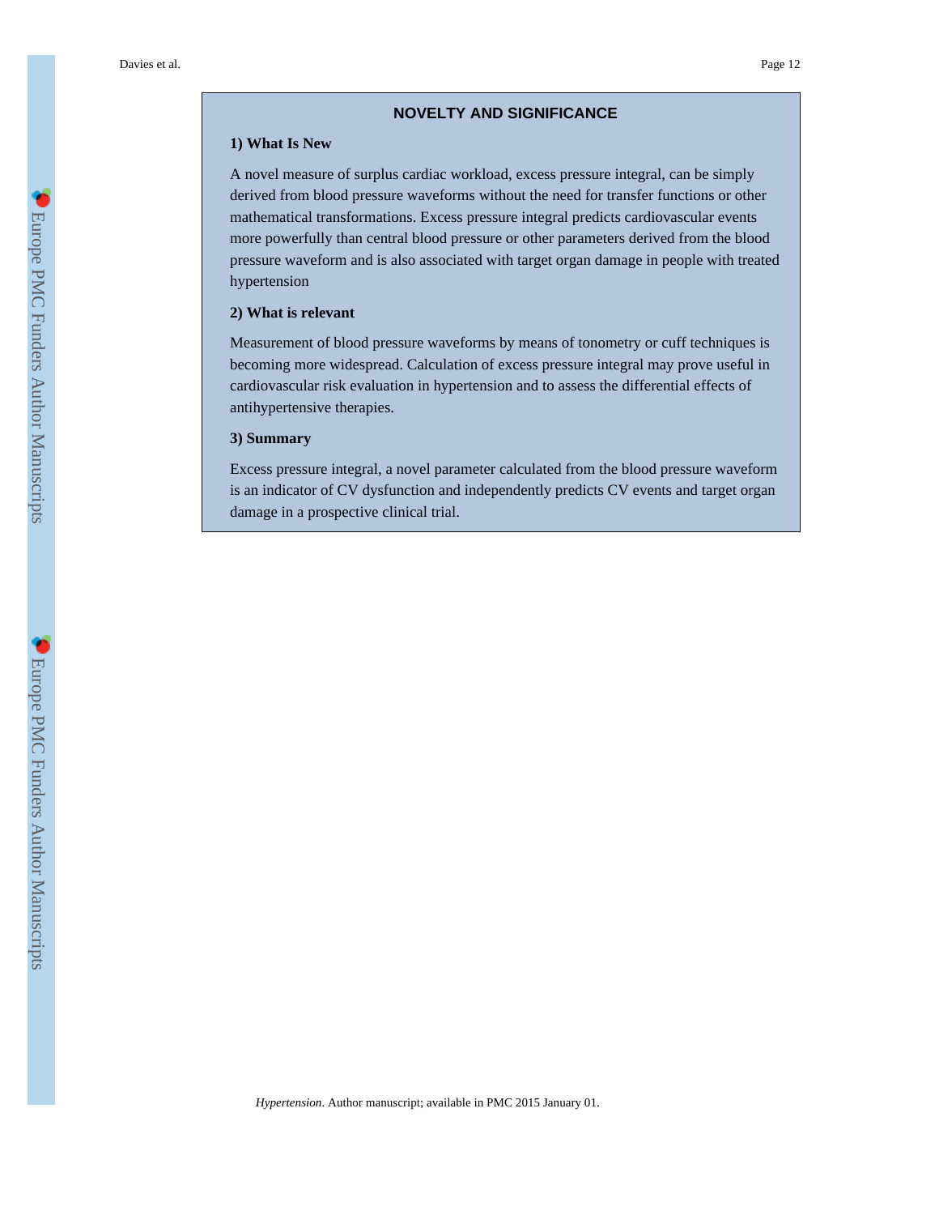## NOVELTY AND SIGNIFICANCE

### 1) What Is New

A novel measure of surplus cardiac workload, excess pressure integral, can be simply derived from blood pressure waveforms without the need for transfer functions or other mathematical transformations. Excess pressure integral predicts cardiovascular events more powerfully than central blood pressure or other parameters derived from the blood pressure waveform and is also associated with target organ damage in people with treated hypertension

### 2) What is relevant

Measurement of blood pressure waveforms by means of tonometry or cuff techniques is becoming more widespread. Calculation of excess pressure integral may prove useful in cardiovascular risk evaluation in hypertension and to assess the differential effects of antihypertensive therapies.

### 3) Summary

Excess pressure integral, a novel parameter calculated from the blood pressure waveform is an indicator of CV dysfunction and independently predicts CV events and target organ damage in a prospective clinical trial.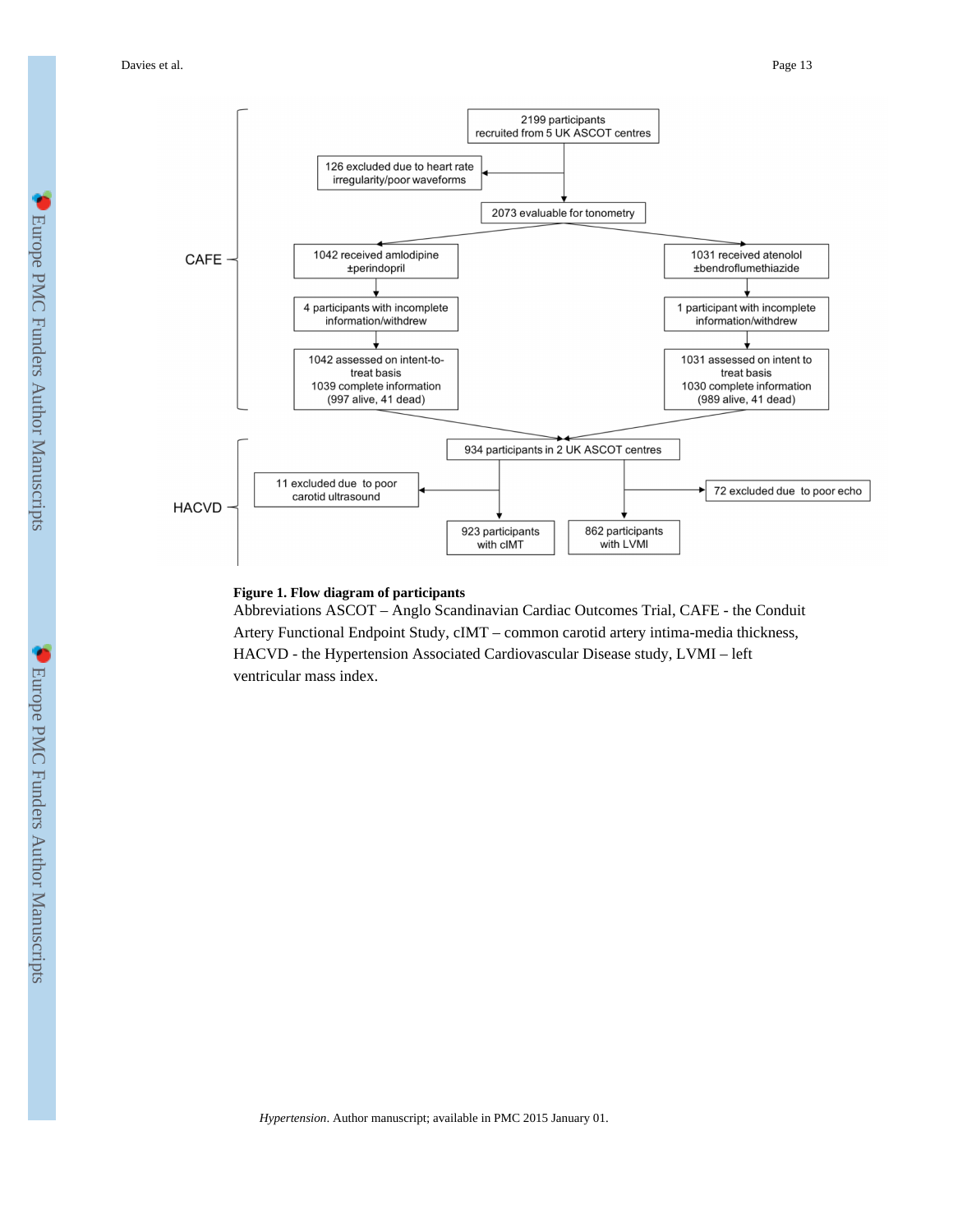CAFE

2199 participants recruited from 5 UK ASCOT centres

126 excluded due to heart rate irregularity/poor waveforms

2073 evaluable for tonometry

1042 received amlodipine ±perindopril

4 participants with incomplete information/withdrew

1042 assessed on intent-to-treat basis
1039 complete information
(997 alive, 41 dead)

1031 received atenolol ±bendroflumethiazide

1 participant with incomplete information/withdrew

1031 assessed on intent to treat basis
1030 complete information
(989 alive, 41 dead)

HACVD

934 participants in 2 UK ASCOT centres

11 excluded due to poor carotid ultrasound

923 participants with cIMT

862 participants with LVMI

72 excluded due to poor echo

**Figure 1. Flow diagram of participants**

Abbreviations ASCOT – Anglo Scandinavian Cardiac Outcomes Trial, CAFE - the Conduit Artery Functional Endpoint Study, cIMT – common carotid artery intima-media thickness, HACVD - the Hypertension Associated Cardiovascular Disease study, LVMI – left ventricular mass index.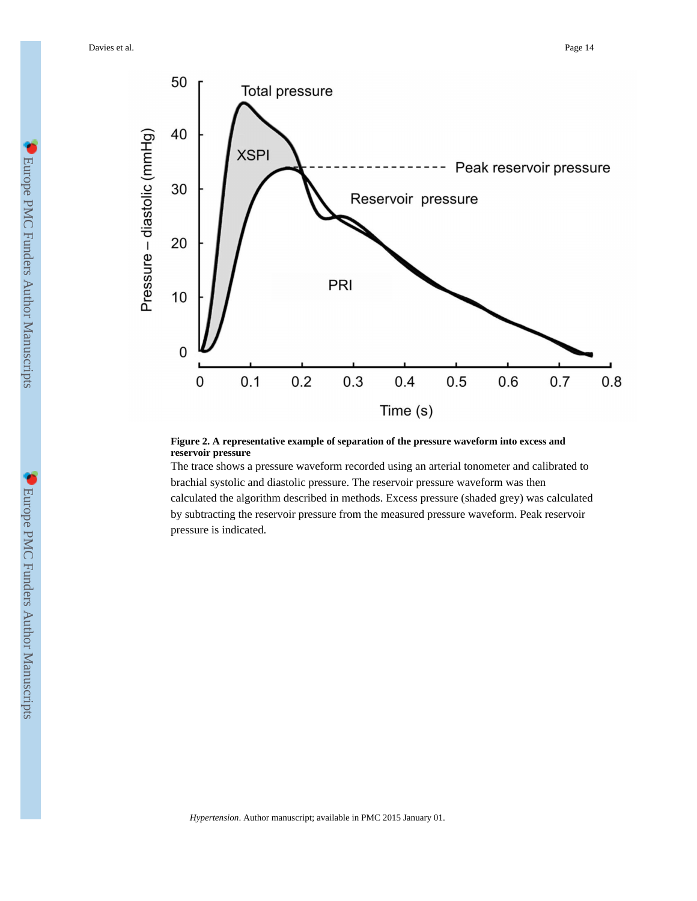**Figure 2. A representative example of separation of the pressure waveform into excess and reservoir pressure**

The trace shows a pressure waveform recorded using an arterial tonometer and calibrated to brachial systolic and diastolic pressure. The reservoir pressure waveform was then calculated the algorithm described in methods. Excess pressure (shaded grey) was calculated by subtracting the reservoir pressure from the measured pressure waveform. Peak reservoir pressure is indicated.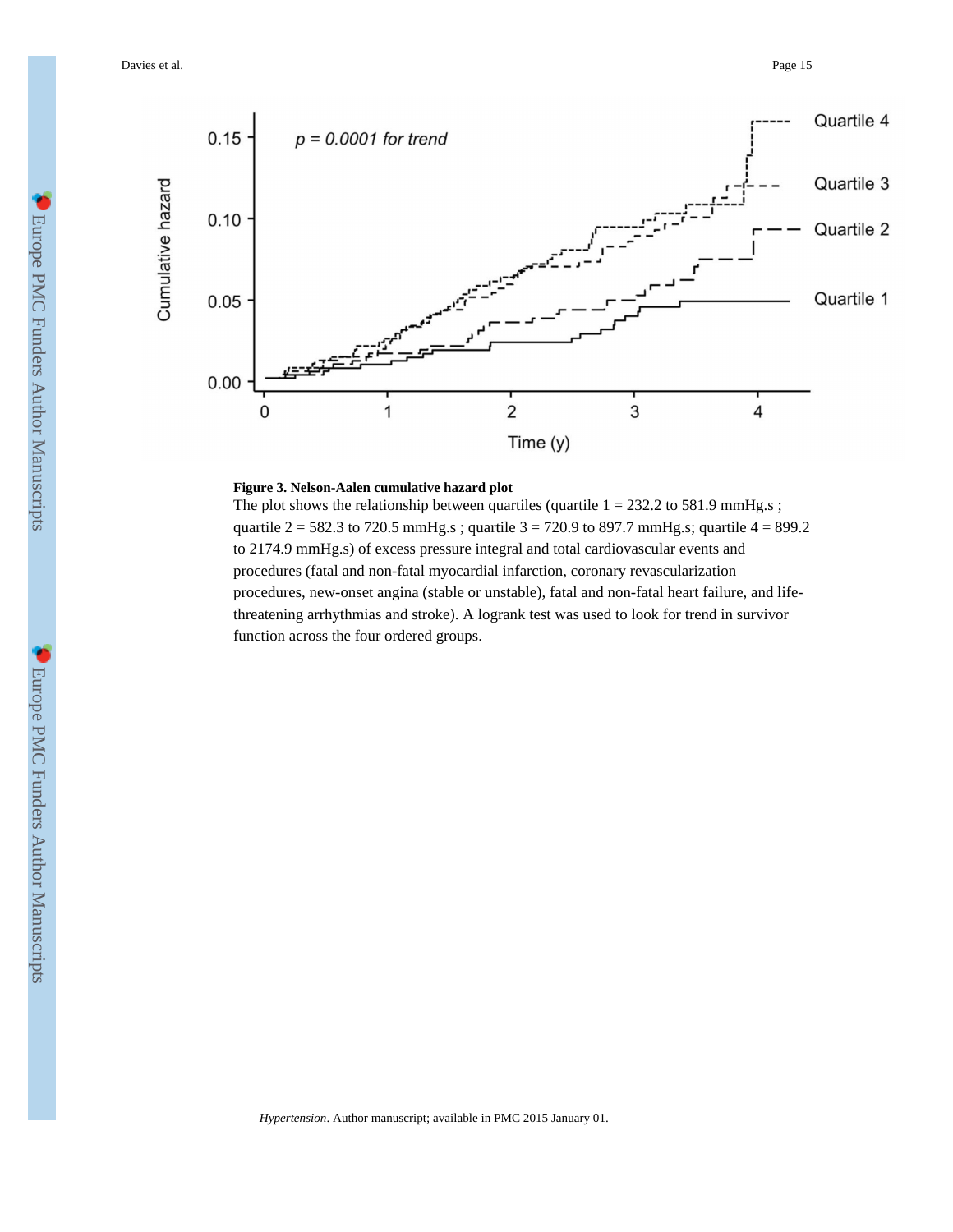**Figure 3. Nelson-Aalen cumulative hazard plot**

The plot shows the relationship between quartiles (quartile 1 = 232.2 to 581.9 mmHg.s ; quartile 2 = 582.3 to 720.5 mmHg.s ; quartile 3 = 720.9 to 897.7 mmHg.s; quartile 4 = 899.2 to 2174.9 mmHg.s) of excess pressure integral and total cardiovascular events and procedures (fatal and non-fatal myocardial infarction, coronary revascularization procedures, new-onset angina (stable or unstable), fatal and non-fatal heart failure, and life-threatening arrhythmias and stroke). A logrank test was used to look for trend in survivor function across the four ordered groups.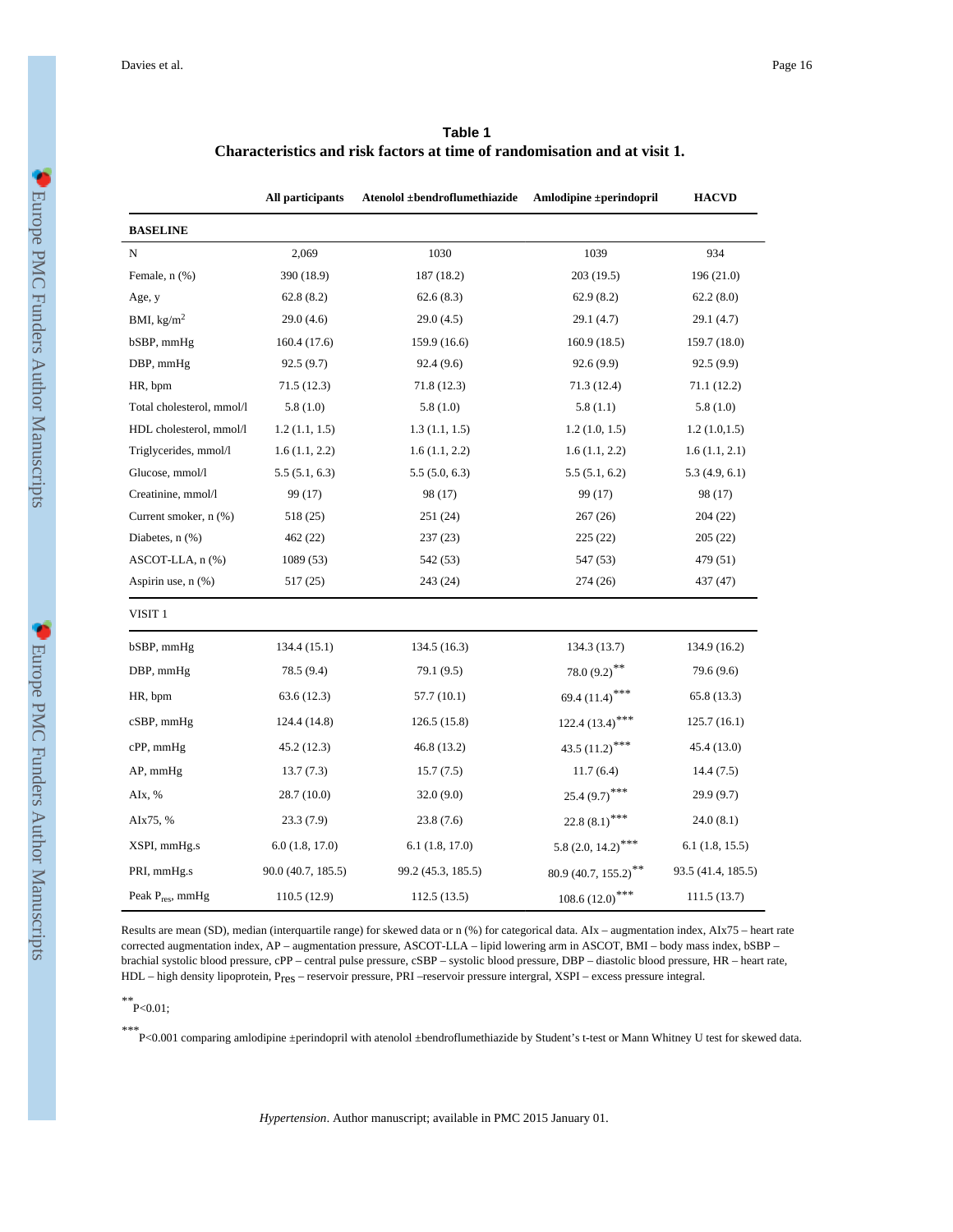**Table 1**

**Characteristics and risk factors at time of randomisation and at visit 1.**

| | All participants | Atenolol ±bendroflumethiazide | Amlodipine ±perindopril | HACVD |
|---|---|---|---|---|
| **BASELINE** | | | | |
| N | 2,069 | 1030 | 1039 | 934 |
| Female, n (%) | 390 (18.9) | 187 (18.2) | 203 (19.5) | 196 (21.0) |
| Age, y | 62.8 (8.2) | 62.6 (8.3) | 62.9 (8.2) | 62.2 (8.0) |
| BMI, kg/m$^2$ | 29.0 (4.6) | 29.0 (4.5) | 29.1 (4.7) | 29.1 (4.7) |
| bSBP, mmHg | 160.4 (17.6) | 159.9 (16.6) | 160.9 (18.5) | 159.7 (18.0) |
| DBP, mmHg | 92.5 (9.7) | 92.4 (9.6) | 92.6 (9.9) | 92.5 (9.9) |
| HR, bpm | 71.5 (12.3) | 71.8 (12.3) | 71.3 (12.4) | 71.1 (12.2) |
| Total cholesterol, mmol/l | 5.8 (1.0) | 5.8 (1.0) | 5.8 (1.1) | 5.8 (1.0) |
| HDL cholesterol, mmol/l | 1.2 (1.1, 1.5) | 1.3 (1.1, 1.5) | 1.2 (1.0, 1.5) | 1.2 (1.0,1.5) |
| Triglycerides, mmol/l | 1.6 (1.1, 2.2) | 1.6 (1.1, 2.2) | 1.6 (1.1, 2.2) | 1.6 (1.1, 2.1) |
| Glucose, mmol/l | 5.5 (5.1, 6.3) | 5.5 (5.0, 6.3) | 5.5 (5.1, 6.2) | 5.3 (4.9, 6.1) |
| Creatinine, mmol/l | 99 (17) | 98 (17) | 99 (17) | 98 (17) |
| Current smoker, n (%) | 518 (25) | 251 (24) | 267 (26) | 204 (22) |
| Diabetes, n (%) | 462 (22) | 237 (23) | 225 (22) | 205 (22) |
| ASCOT-LLA, n (%) | 1089 (53) | 542 (53) | 547 (53) | 479 (51) |
| Aspirin use, n (%) | 517 (25) | 243 (24) | 274 (26) | 437 (47) |
| VISIT 1 | | | | |
| bSBP, mmHg | 134.4 (15.1) | 134.5 (16.3) | 134.3 (13.7) | 134.9 (16.2) |
| DBP, mmHg | 78.5 (9.4) | 79.1 (9.5) | 78.0 (9.2)** | 79.6 (9.6) |
| HR, bpm | 63.6 (12.3) | 57.7 (10.1) | 69.4 (11.4)*** | 65.8 (13.3) |
| cSBP, mmHg | 124.4 (14.8) | 126.5 (15.8) | 122.4 (13.4)*** | 125.7 (16.1) |
| cPP, mmHg | 45.2 (12.3) | 46.8 (13.2) | 43.5 (11.2)*** | 45.4 (13.0) |
| AP, mmHg | 13.7 (7.3) | 15.7 (7.5) | 11.7 (6.4) | 14.4 (7.5) |
| AIx, % | 28.7 (10.0) | 32.0 (9.0) | 25.4 (9.7)*** | 29.9 (9.7) |
| AIx75, % | 23.3 (7.9) | 23.8 (7.6) | 22.8 (8.1)*** | 24.0 (8.1) |
| XSPI, mmHg.s | 6.0 (1.8, 17.0) | 6.1 (1.8, 17.0) | 5.8 (2.0, 14.2)*** | 6.1 (1.8, 15.5) |
| PRI, mmHg.s | 90.0 (40.7, 185.5) | 99.2 (45.3, 185.5) | 80.9 (40.7, 155.2)** | 93.5 (41.4, 185.5) |
| Peak $P_{res}$, mmHg | 110.5 (12.9) | 112.5 (13.5) | 108.6 (12.0)*** | 111.5 (13.7) |

Results are mean (SD), median (interquartile range) for skewed data or n (%) for categorical data. AIx – augmentation index, AIx75 – heart rate corrected augmentation index, AP – augmentation pressure, ASCOT-LLA – lipid lowering arm in ASCOT, BMI – body mass index, bSBP – brachial systolic blood pressure, cPP – central pulse pressure, cSBP – systolic blood pressure, DBP – diastolic blood pressure, HR – heart rate, HDL – high density lipoprotein, $P_{res}$ – reservoir pressure, PRI –reservoir pressure intergral, XSPI – excess pressure integral.

** P<0.01;

*** P<0.001 comparing amlodipine ±perindopril with atenolol ±bendroflumethiazide by Student's t-test or Mann Whitney U test for skewed data.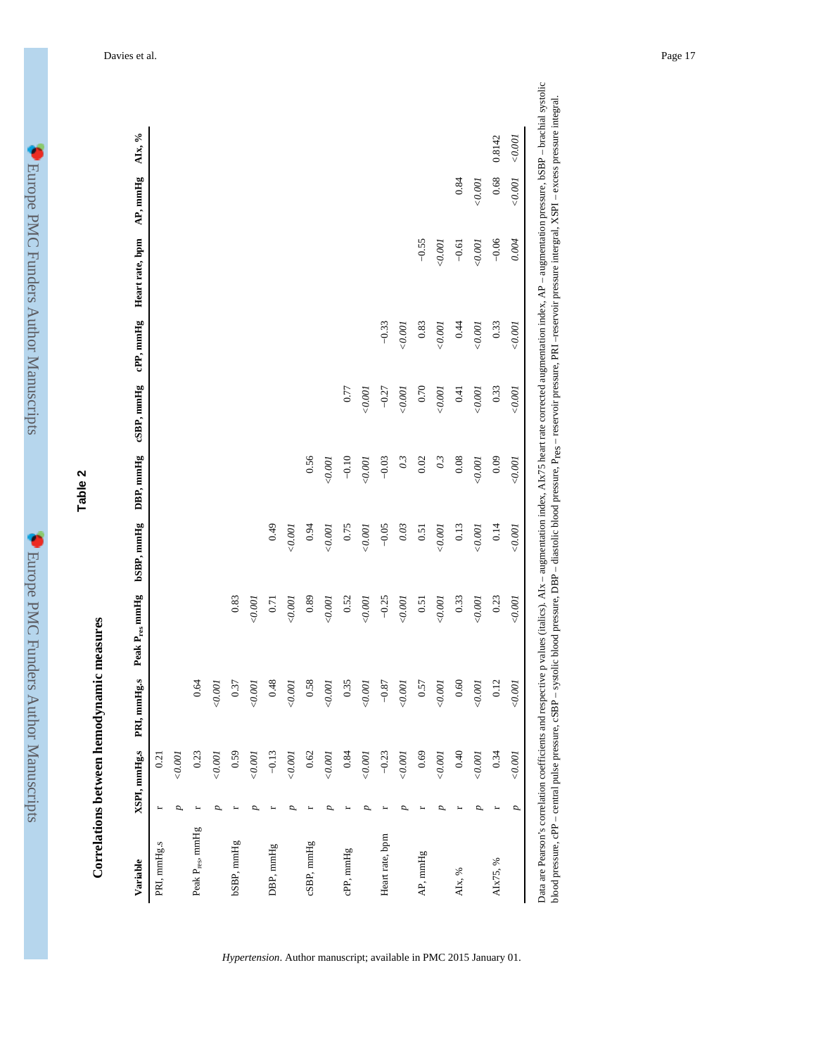## Table 2

**Correlations between hemodynamic measures**

| Variable | | XSPI, mmHg.s | PRI, mmHg.s | Peak $P_{res}$, mmHg | bSBP, mmHg | DBP, mmHg | cSBP, mmHg | cPP, mmHg | Heart rate, bpm | AP, mmHg | AIx, % |
|---|---|---|---|---|---|---|---|---|---|---|---|
| PRI, mmHg.s | r | 0.21 | | | | | | | | | |
| | *p* | *<0.001* | | | | | | | | | |
| Peak $P_{res}$, mmHg | r | 0.23 | 0.64 | | | | | | | | |
| | *p* | *<0.001* | *<0.001* | | | | | | | | |
| bSBP, mmHg | r | 0.59 | 0.37 | 0.83 | | | | | | | |
| | *p* | *<0.001* | *<0.001* | *<0.001* | | | | | | | |
| DBP, mmHg | r | −0.13 | 0.48 | 0.71 | 0.49 | | | | | | |
| | *p* | *<0.001* | *<0.001* | *<0.001* | *<0.001* | | | | | | |
| cSBP, mmHg | r | 0.62 | 0.58 | 0.89 | 0.94 | 0.56 | | | | | |
| | *p* | *<0.001* | *<0.001* | *<0.001* | *<0.001* | *<0.001* | | | | | |
| cPP, mmHg | r | 0.84 | 0.35 | 0.52 | 0.75 | −0.10 | 0.77 | | | | |
| | *p* | *<0.001* | *<0.001* | *<0.001* | *<0.001* | *<0.001* | *<0.001* | | | | |
| Heart rate, bpm | r | −0.23 | −0.87 | −0.25 | −0.05 | −0.03 | −0.27 | −0.33 | | | |
| | *p* | *<0.001* | *<0.001* | *<0.001* | *0.03* | *0.3* | *<0.001* | *<0.001* | | | |
| AP, mmHg | r | 0.69 | 0.57 | 0.51 | 0.51 | 0.02 | 0.70 | 0.83 | −0.55 | | |
| | *p* | *<0.001* | *<0.001* | *<0.001* | *<0.001* | *0.3* | *<0.001* | *<0.001* | *<0.001* | | |
| AIx, % | r | 0.40 | 0.60 | 0.33 | 0.13 | 0.08 | 0.41 | 0.44 | −0.61 | 0.84 | |
| | *p* | *<0.001* | *<0.001* | *<0.001* | *<0.001* | *<0.001* | *<0.001* | *<0.001* | *<0.001* | *<0.001* | |
| AIx75, % | r | 0.34 | 0.12 | 0.23 | 0.14 | 0.09 | 0.33 | 0.33 | −0.06 | 0.68 | 0.8142 |
| | *p* | *<0.001* | *<0.001* | *<0.001* | *<0.001* | *<0.001* | *<0.001* | *<0.001* | *0.004* | *<0.001* | *<0.001* |

Data are Pearson's correlation coefficients and respective p values (italics). AIx – augmentation index, AIx75 heart rate corrected augmentation index, AP – augmentation pressure, bSBP – brachial systolic blood pressure, cPP – central pulse pressure, cSBP – systolic blood pressure, DBP – diastolic blood pressure, $P_{res}$ – reservoir pressure, PRI –reservoir pressure intergral, XSPI – excess pressure integral.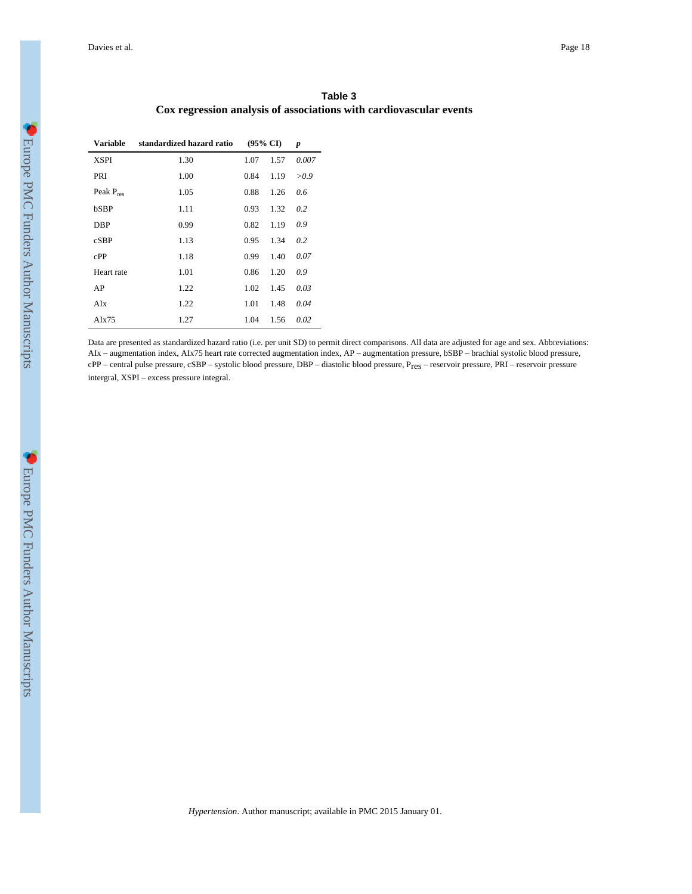## Table 3

**Cox regression analysis of associations with cardiovascular events**

| Variable | standardized hazard ratio | (95% CI) | | *p* |
|---|---|---|---|---|
| XSPI | 1.30 | 1.07 | 1.57 | *0.007* |
| PRI | 1.00 | 0.84 | 1.19 | *>0.9* |
| Peak $P_{res}$ | 1.05 | 0.88 | 1.26 | *0.6* |
| bSBP | 1.11 | 0.93 | 1.32 | *0.2* |
| DBP | 0.99 | 0.82 | 1.19 | *0.9* |
| cSBP | 1.13 | 0.95 | 1.34 | *0.2* |
| cPP | 1.18 | 0.99 | 1.40 | *0.07* |
| Heart rate | 1.01 | 0.86 | 1.20 | *0.9* |
| AP | 1.22 | 1.02 | 1.45 | *0.03* |
| AIx | 1.22 | 1.01 | 1.48 | *0.04* |
| AIx75 | 1.27 | 1.04 | 1.56 | *0.02* |

Data are presented as standardized hazard ratio (i.e. per unit SD) to permit direct comparisons. All data are adjusted for age and sex. Abbreviations: AIx – augmentation index, AIx75 heart rate corrected augmentation index, AP – augmentation pressure, bSBP – brachial systolic blood pressure, cPP – central pulse pressure, cSBP – systolic blood pressure, DBP – diastolic blood pressure, $P_{res}$ – reservoir pressure, PRI – reservoir pressure intergral, XSPI – excess pressure integral.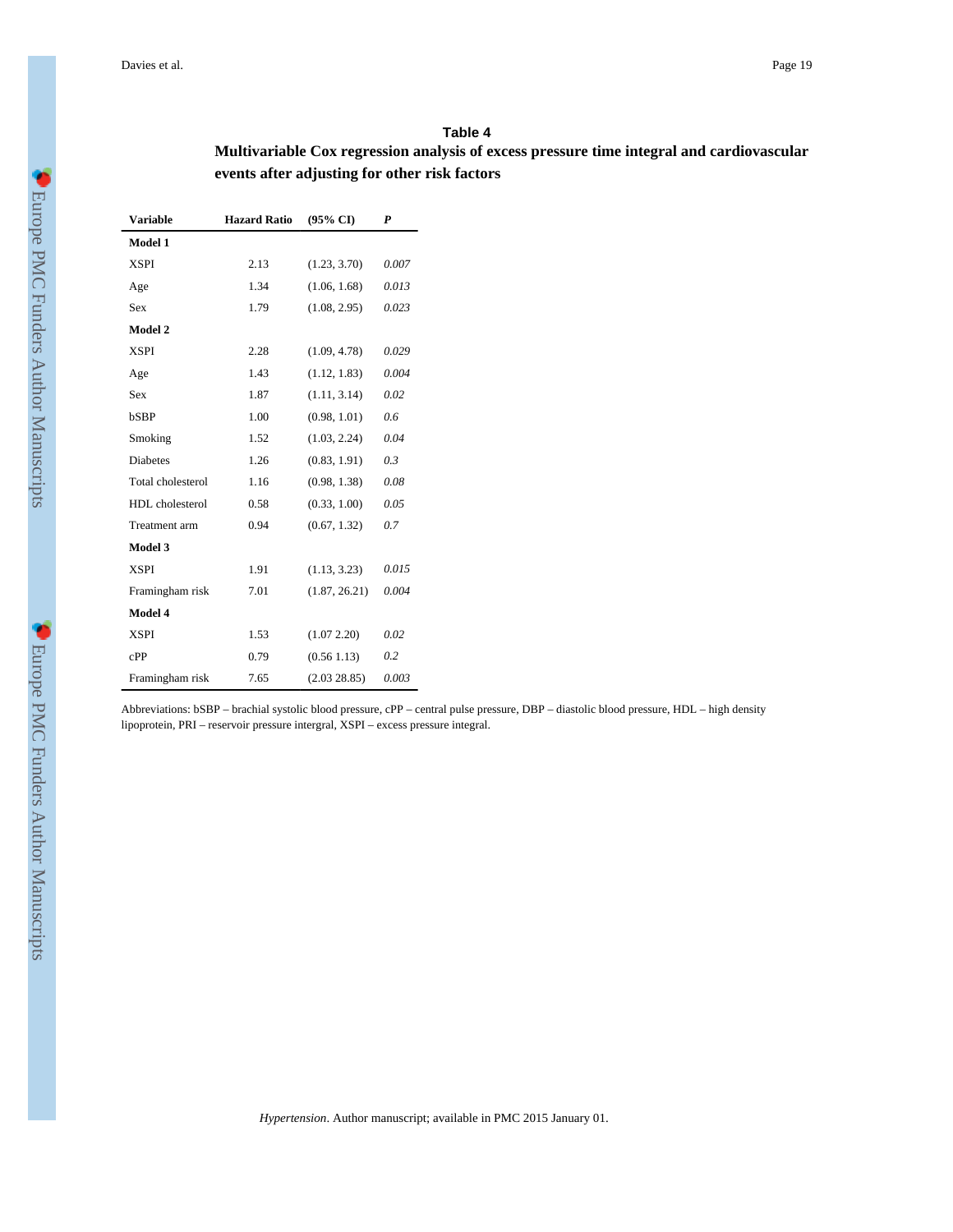**Table 4**

**Multivariable Cox regression analysis of excess pressure time integral and cardiovascular events after adjusting for other risk factors**

| Variable | Hazard Ratio | (95% CI) | *P* |
|---|---|---|---|
| **Model 1** | | | |
| XSPI | 2.13 | (1.23, 3.70) | *0.007* |
| Age | 1.34 | (1.06, 1.68) | *0.013* |
| Sex | 1.79 | (1.08, 2.95) | *0.023* |
| **Model 2** | | | |
| XSPI | 2.28 | (1.09, 4.78) | *0.029* |
| Age | 1.43 | (1.12, 1.83) | *0.004* |
| Sex | 1.87 | (1.11, 3.14) | *0.02* |
| bSBP | 1.00 | (0.98, 1.01) | *0.6* |
| Smoking | 1.52 | (1.03, 2.24) | *0.04* |
| Diabetes | 1.26 | (0.83, 1.91) | *0.3* |
| Total cholesterol | 1.16 | (0.98, 1.38) | *0.08* |
| HDL cholesterol | 0.58 | (0.33, 1.00) | *0.05* |
| Treatment arm | 0.94 | (0.67, 1.32) | *0.7* |
| **Model 3** | | | |
| XSPI | 1.91 | (1.13, 3.23) | *0.015* |
| Framingham risk | 7.01 | (1.87, 26.21) | *0.004* |
| **Model 4** | | | |
| XSPI | 1.53 | (1.07 2.20) | *0.02* |
| cPP | 0.79 | (0.56 1.13) | *0.2* |
| Framingham risk | 7.65 | (2.03 28.85) | *0.003* |

Abbreviations: bSBP – brachial systolic blood pressure, cPP – central pulse pressure, DBP – diastolic blood pressure, HDL – high density lipoprotein, PRI – reservoir pressure intergral, XSPI – excess pressure integral.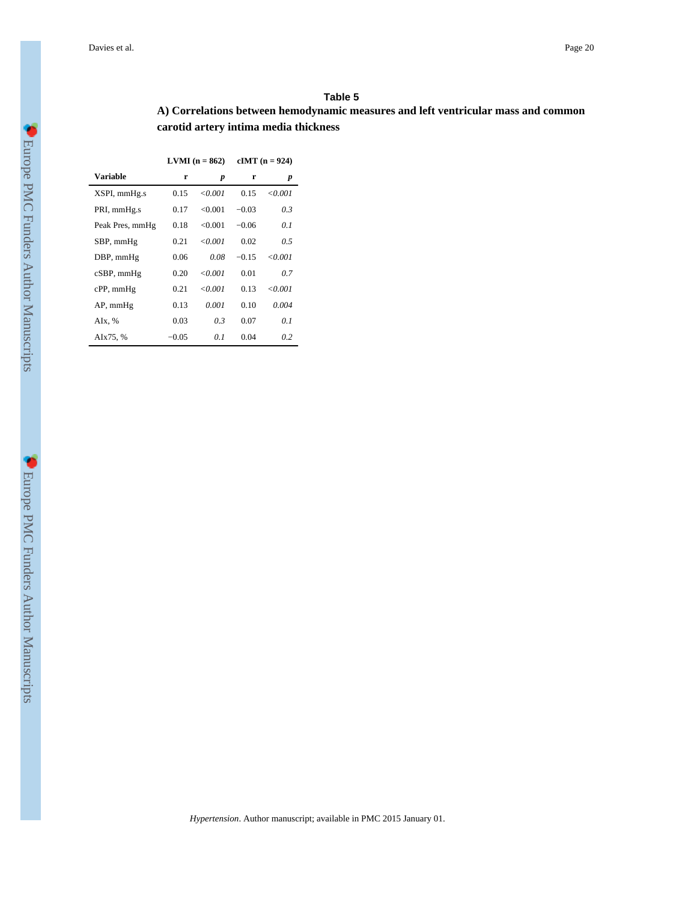## Table 5

### A) Correlations between hemodynamic measures and left ventricular mass and common carotid artery intima media thickness

| | LVMI (n = 862) | | cIMT (n = 924) | |
|---|---|---|---|---|
| **Variable** | **r** | ***p*** | **r** | ***p*** |
| XSPI, mmHg.s | 0.15 | *<0.001* | 0.15 | *<0.001* |
| PRI, mmHg.s | 0.17 | <0.001 | −0.03 | *0.3* |
| Peak Pres, mmHg | 0.18 | <0.001 | −0.06 | *0.1* |
| SBP, mmHg | 0.21 | *<0.001* | 0.02 | *0.5* |
| DBP, mmHg | 0.06 | *0.08* | −0.15 | *<0.001* |
| cSBP, mmHg | 0.20 | *<0.001* | 0.01 | *0.7* |
| cPP, mmHg | 0.21 | *<0.001* | 0.13 | *<0.001* |
| AP, mmHg | 0.13 | *0.001* | 0.10 | *0.004* |
| AIx, % | 0.03 | *0.3* | 0.07 | *0.1* |
| AIx75, % | −0.05 | *0.1* | 0.04 | *0.2* |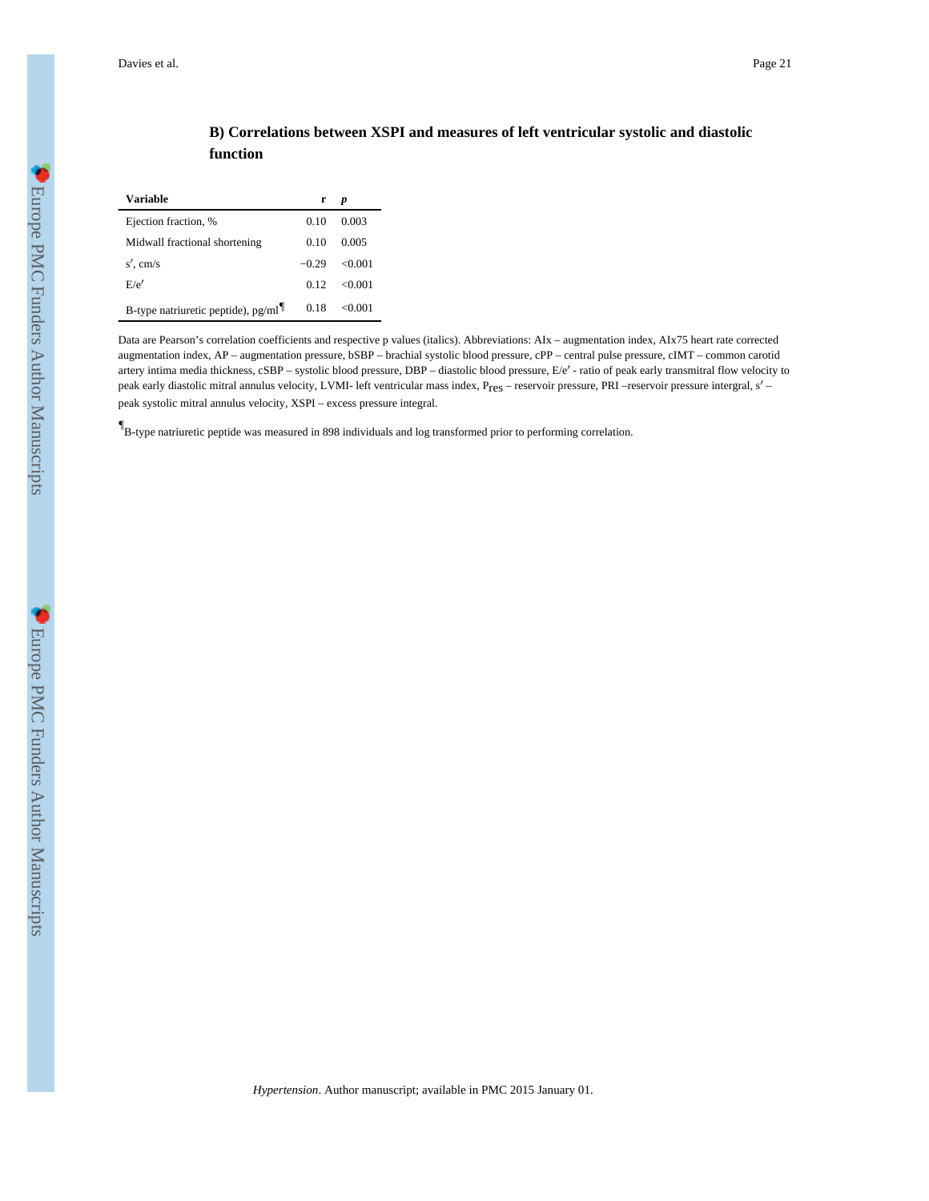### B) Correlations between XSPI and measures of left ventricular systolic and diastolic function

| Variable | r | *p* |
|---|---|---|
| Ejection fraction, % | 0.10 | 0.003 |
| Midwall fractional shortening | 0.10 | 0.005 |
| s′, cm/s | −0.29 | <0.001 |
| E/e′ | 0.12 | <0.001 |
| B-type natriuretic peptide), pg/ml[¶] | 0.18 | <0.001 |

Data are Pearson's correlation coefficients and respective p values (italics). Abbreviations: AIx – augmentation index, AIx75 heart rate corrected augmentation index, AP – augmentation pressure, bSBP – brachial systolic blood pressure, cPP – central pulse pressure, cIMT – common carotid artery intima media thickness, cSBP – systolic blood pressure, DBP – diastolic blood pressure, E/e′ - ratio of peak early transmitral flow velocity to peak early diastolic mitral annulus velocity, LVMI- left ventricular mass index, $P_{res}$ – reservoir pressure, PRI –reservoir pressure intergral, s′ – peak systolic mitral annulus velocity, XSPI – excess pressure integral.

[¶]B-type natriuretic peptide was measured in 898 individuals and log transformed prior to performing correlation.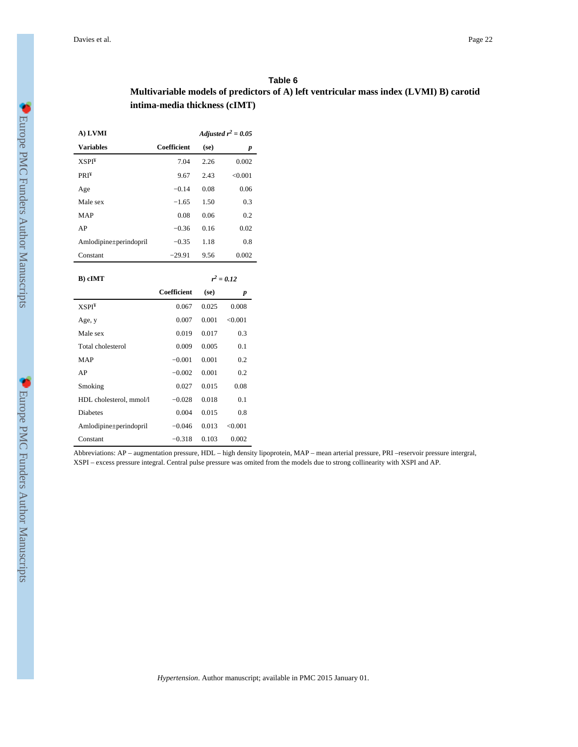### Table 6

**Multivariable models of predictors of A) left ventricular mass index (LVMI) B) carotid intima-media thickness (cIMT)**

| **A) LVMI** | | | *Adjusted $r^2 = 0.05$* |
|---|---|---|---|
| **Variables** | **Coefficient** | **(se)** | ***p*** |
| XSPI[¥] | 7.04 | 2.26 | 0.002 |
| PRI[¥] | 9.67 | 2.43 | <0.001 |
| Age | −0.14 | 0.08 | 0.06 |
| Male sex | −1.65 | 1.50 | 0.3 |
| MAP | 0.08 | 0.06 | 0.2 |
| AP | −0.36 | 0.16 | 0.02 |
| Amlodipine±perindopril | −0.35 | 1.18 | 0.8 |
| Constant | −29.91 | 9.56 | 0.002 |

| **B) cIMT** | | | *$r^2 = 0.12$* |
|---|---|---|---|
| | **Coefficient** | **(se)** | ***p*** |
| XSPI[¥] | 0.067 | 0.025 | 0.008 |
| Age, y | 0.007 | 0.001 | <0.001 |
| Male sex | 0.019 | 0.017 | 0.3 |
| Total cholesterol | 0.009 | 0.005 | 0.1 |
| MAP | −0.001 | 0.001 | 0.2 |
| AP | −0.002 | 0.001 | 0.2 |
| Smoking | 0.027 | 0.015 | 0.08 |
| HDL cholesterol, mmol/l | −0.028 | 0.018 | 0.1 |
| Diabetes | 0.004 | 0.015 | 0.8 |
| Amlodipine±perindopril | −0.046 | 0.013 | <0.001 |
| Constant | −0.318 | 0.103 | 0.002 |

Abbreviations: AP – augmentation pressure, HDL – high density lipoprotein, MAP – mean arterial pressure, PRI –reservoir pressure intergral, XSPI – excess pressure integral. Central pulse pressure was omited from the models due to strong collinearity with XSPI and AP.